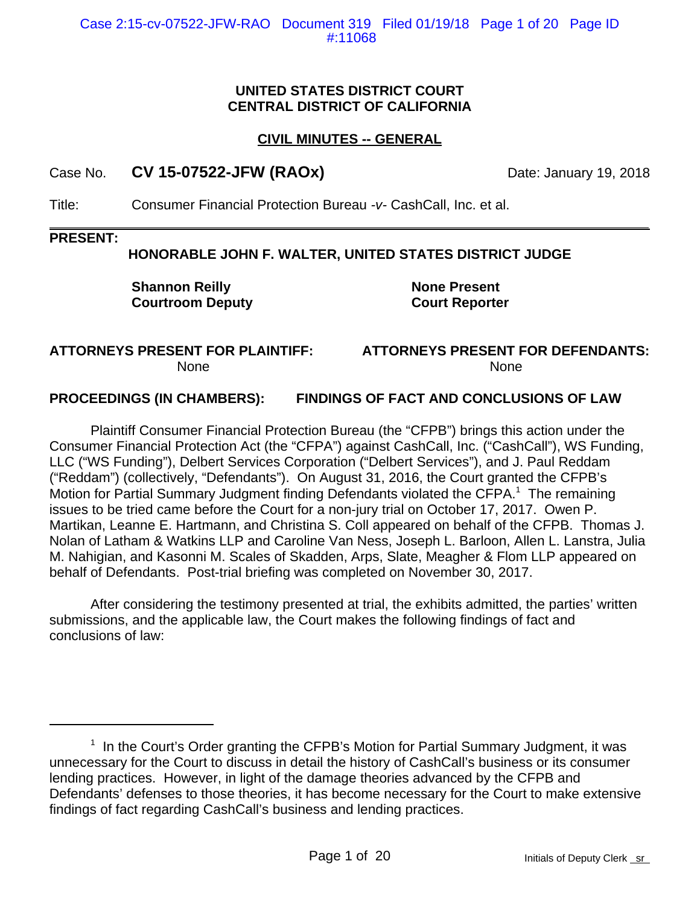**UNITED STATES DISTRICT COURT**
**CENTRAL DISTRICT OF CALIFORNIA**

**CIVIL MINUTES -- GENERAL**

Case No. **CV 15-07522-JFW (RAOx)** Date: January 19, 2018

Title: Consumer Financial Protection Bureau *-v-* CashCall, Inc. et al.

**PRESENT:**

**HONORABLE JOHN F. WALTER, UNITED STATES DISTRICT JUDGE**

| | |
|---|---|
| **Shannon Reilly** | **None Present** |
| **Courtroom Deputy** | **Court Reporter** |

| **ATTORNEYS PRESENT FOR PLAINTIFF:** | **ATTORNEYS PRESENT FOR DEFENDANTS:** |
|---|---|
| None | None |

**PROCEEDINGS (IN CHAMBERS): FINDINGS OF FACT AND CONCLUSIONS OF LAW**

Plaintiff Consumer Financial Protection Bureau (the "CFPB") brings this action under the Consumer Financial Protection Act (the "CFPA") against CashCall, Inc. ("CashCall"), WS Funding, LLC ("WS Funding"), Delbert Services Corporation ("Delbert Services"), and J. Paul Reddam ("Reddam") (collectively, "Defendants"). On August 31, 2016, the Court granted the CFPB's Motion for Partial Summary Judgment finding Defendants violated the CFPA.[1] The remaining issues to be tried came before the Court for a non-jury trial on October 17, 2017. Owen P. Martikan, Leanne E. Hartmann, and Christina S. Coll appeared on behalf of the CFPB. Thomas J. Nolan of Latham & Watkins LLP and Caroline Van Ness, Joseph L. Barloon, Allen L. Lanstra, Julia M. Nahigian, and Kasonni M. Scales of Skadden, Arps, Slate, Meagher & Flom LLP appeared on behalf of Defendants. Post-trial briefing was completed on November 30, 2017.

After considering the testimony presented at trial, the exhibits admitted, the parties' written submissions, and the applicable law, the Court makes the following findings of fact and conclusions of law:

---

[1] In the Court's Order granting the CFPB's Motion for Partial Summary Judgment, it was unnecessary for the Court to discuss in detail the history of CashCall's business or its consumer lending practices. However, in light of the damage theories advanced by the CFPB and Defendants' defenses to those theories, it has become necessary for the Court to make extensive findings of fact regarding CashCall's business and lending practices.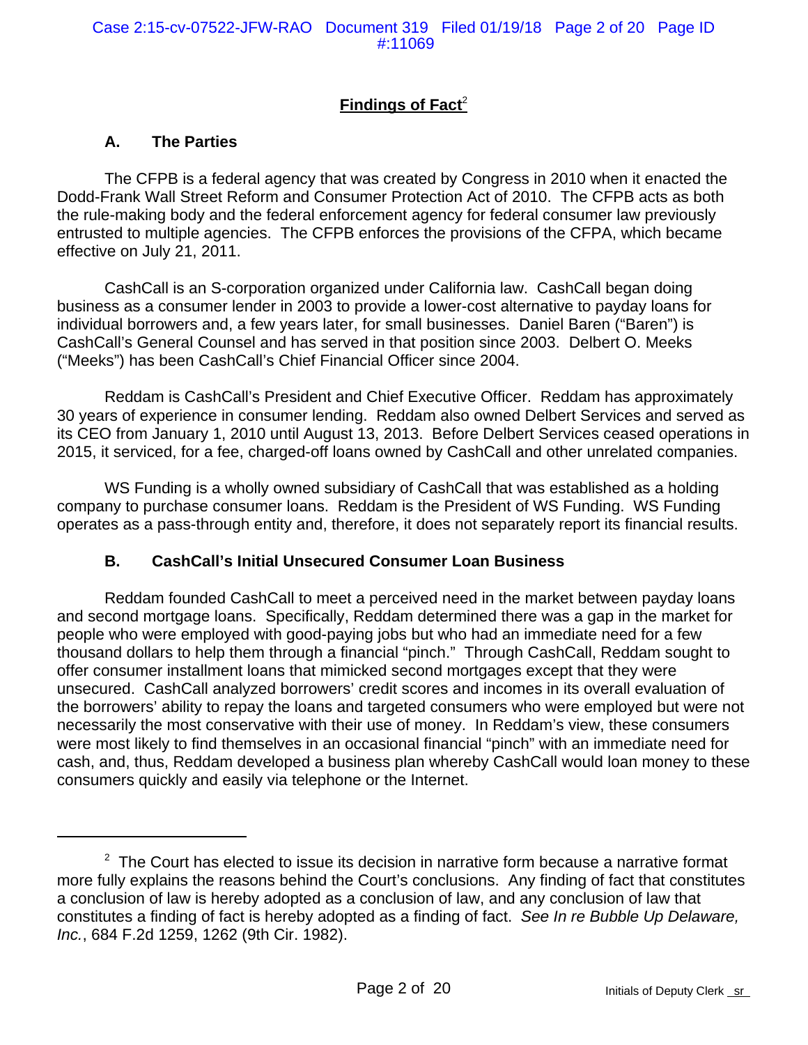## Findings of Fact[2]

### A. The Parties

The CFPB is a federal agency that was created by Congress in 2010 when it enacted the Dodd-Frank Wall Street Reform and Consumer Protection Act of 2010. The CFPB acts as both the rule-making body and the federal enforcement agency for federal consumer law previously entrusted to multiple agencies. The CFPB enforces the provisions of the CFPA, which became effective on July 21, 2011.

CashCall is an S-corporation organized under California law. CashCall began doing business as a consumer lender in 2003 to provide a lower-cost alternative to payday loans for individual borrowers and, a few years later, for small businesses. Daniel Baren ("Baren") is CashCall's General Counsel and has served in that position since 2003. Delbert O. Meeks ("Meeks") has been CashCall's Chief Financial Officer since 2004.

Reddam is CashCall's President and Chief Executive Officer. Reddam has approximately 30 years of experience in consumer lending. Reddam also owned Delbert Services and served as its CEO from January 1, 2010 until August 13, 2013. Before Delbert Services ceased operations in 2015, it serviced, for a fee, charged-off loans owned by CashCall and other unrelated companies.

WS Funding is a wholly owned subsidiary of CashCall that was established as a holding company to purchase consumer loans. Reddam is the President of WS Funding. WS Funding operates as a pass-through entity and, therefore, it does not separately report its financial results.

### B. CashCall's Initial Unsecured Consumer Loan Business

Reddam founded CashCall to meet a perceived need in the market between payday loans and second mortgage loans. Specifically, Reddam determined there was a gap in the market for people who were employed with good-paying jobs but who had an immediate need for a few thousand dollars to help them through a financial "pinch." Through CashCall, Reddam sought to offer consumer installment loans that mimicked second mortgages except that they were unsecured. CashCall analyzed borrowers' credit scores and incomes in its overall evaluation of the borrowers' ability to repay the loans and targeted consumers who were employed but were not necessarily the most conservative with their use of money. In Reddam's view, these consumers were most likely to find themselves in an occasional financial "pinch" with an immediate need for cash, and, thus, Reddam developed a business plan whereby CashCall would loan money to these consumers quickly and easily via telephone or the Internet.

---

[2] The Court has elected to issue its decision in narrative form because a narrative format more fully explains the reasons behind the Court's conclusions. Any finding of fact that constitutes a conclusion of law is hereby adopted as a conclusion of law, and any conclusion of law that constitutes a finding of fact is hereby adopted as a finding of fact. *See In re Bubble Up Delaware, Inc.*, 684 F.2d 1259, 1262 (9th Cir. 1982).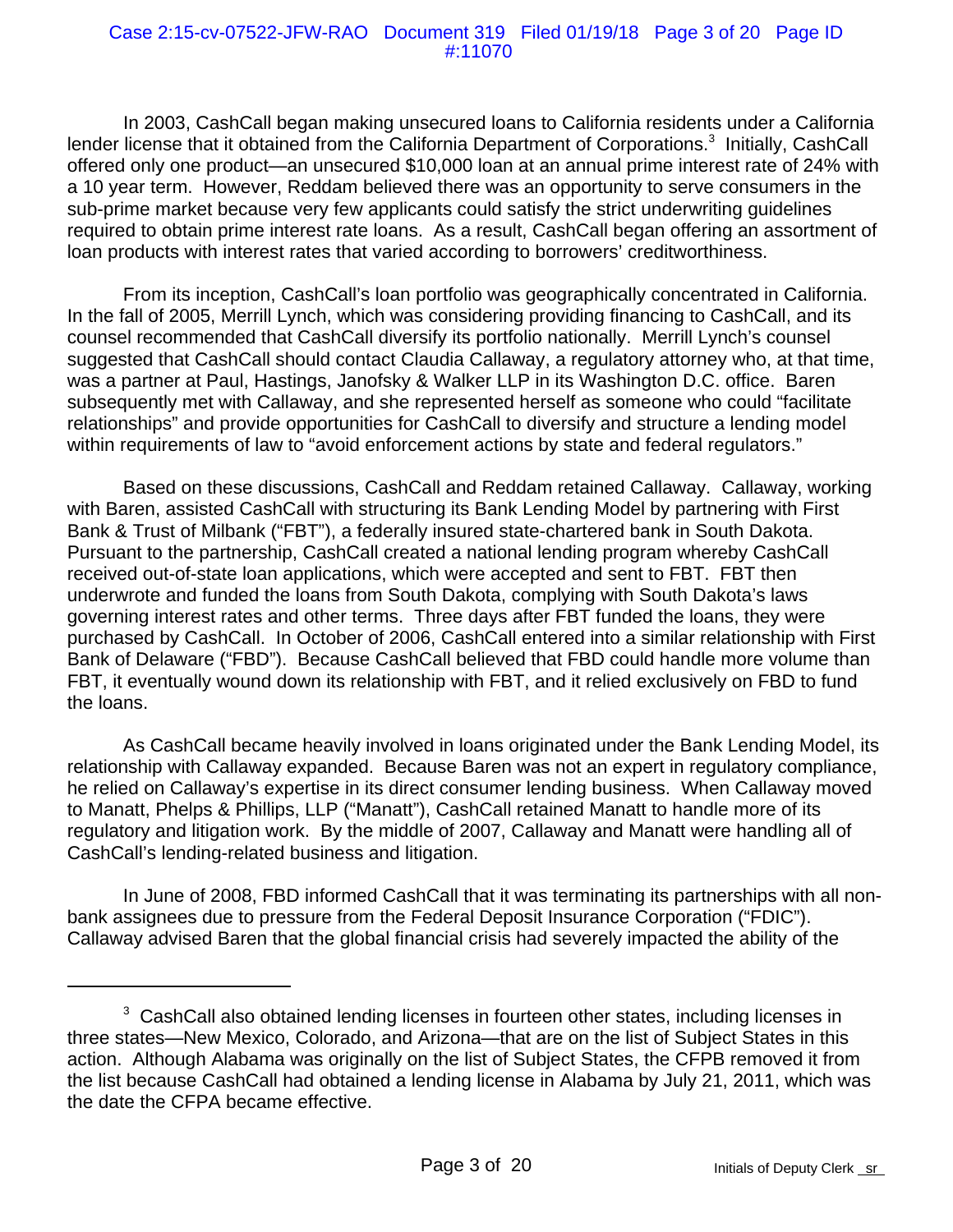In 2003, CashCall began making unsecured loans to California residents under a California lender license that it obtained from the California Department of Corporations.[3] Initially, CashCall offered only one product—an unsecured $10,000 loan at an annual prime interest rate of 24% with a 10 year term. However, Reddam believed there was an opportunity to serve consumers in the sub-prime market because very few applicants could satisfy the strict underwriting guidelines required to obtain prime interest rate loans. As a result, CashCall began offering an assortment of loan products with interest rates that varied according to borrowers' creditworthiness.

From its inception, CashCall's loan portfolio was geographically concentrated in California. In the fall of 2005, Merrill Lynch, which was considering providing financing to CashCall, and its counsel recommended that CashCall diversify its portfolio nationally. Merrill Lynch's counsel suggested that CashCall should contact Claudia Callaway, a regulatory attorney who, at that time, was a partner at Paul, Hastings, Janofsky & Walker LLP in its Washington D.C. office. Baren subsequently met with Callaway, and she represented herself as someone who could "facilitate relationships" and provide opportunities for CashCall to diversify and structure a lending model within requirements of law to "avoid enforcement actions by state and federal regulators."

Based on these discussions, CashCall and Reddam retained Callaway. Callaway, working with Baren, assisted CashCall with structuring its Bank Lending Model by partnering with First Bank & Trust of Milbank ("FBT"), a federally insured state-chartered bank in South Dakota. Pursuant to the partnership, CashCall created a national lending program whereby CashCall received out-of-state loan applications, which were accepted and sent to FBT. FBT then underwrote and funded the loans from South Dakota, complying with South Dakota's laws governing interest rates and other terms. Three days after FBT funded the loans, they were purchased by CashCall. In October of 2006, CashCall entered into a similar relationship with First Bank of Delaware ("FBD"). Because CashCall believed that FBD could handle more volume than FBT, it eventually wound down its relationship with FBT, and it relied exclusively on FBD to fund the loans.

As CashCall became heavily involved in loans originated under the Bank Lending Model, its relationship with Callaway expanded. Because Baren was not an expert in regulatory compliance, he relied on Callaway's expertise in its direct consumer lending business. When Callaway moved to Manatt, Phelps & Phillips, LLP ("Manatt"), CashCall retained Manatt to handle more of its regulatory and litigation work. By the middle of 2007, Callaway and Manatt were handling all of CashCall's lending-related business and litigation.

In June of 2008, FBD informed CashCall that it was terminating its partnerships with all non-bank assignees due to pressure from the Federal Deposit Insurance Corporation ("FDIC"). Callaway advised Baren that the global financial crisis had severely impacted the ability of the

---

[3] CashCall also obtained lending licenses in fourteen other states, including licenses in three states—New Mexico, Colorado, and Arizona—that are on the list of Subject States in this action. Although Alabama was originally on the list of Subject States, the CFPB removed it from the list because CashCall had obtained a lending license in Alabama by July 21, 2011, which was the date the CFPA became effective.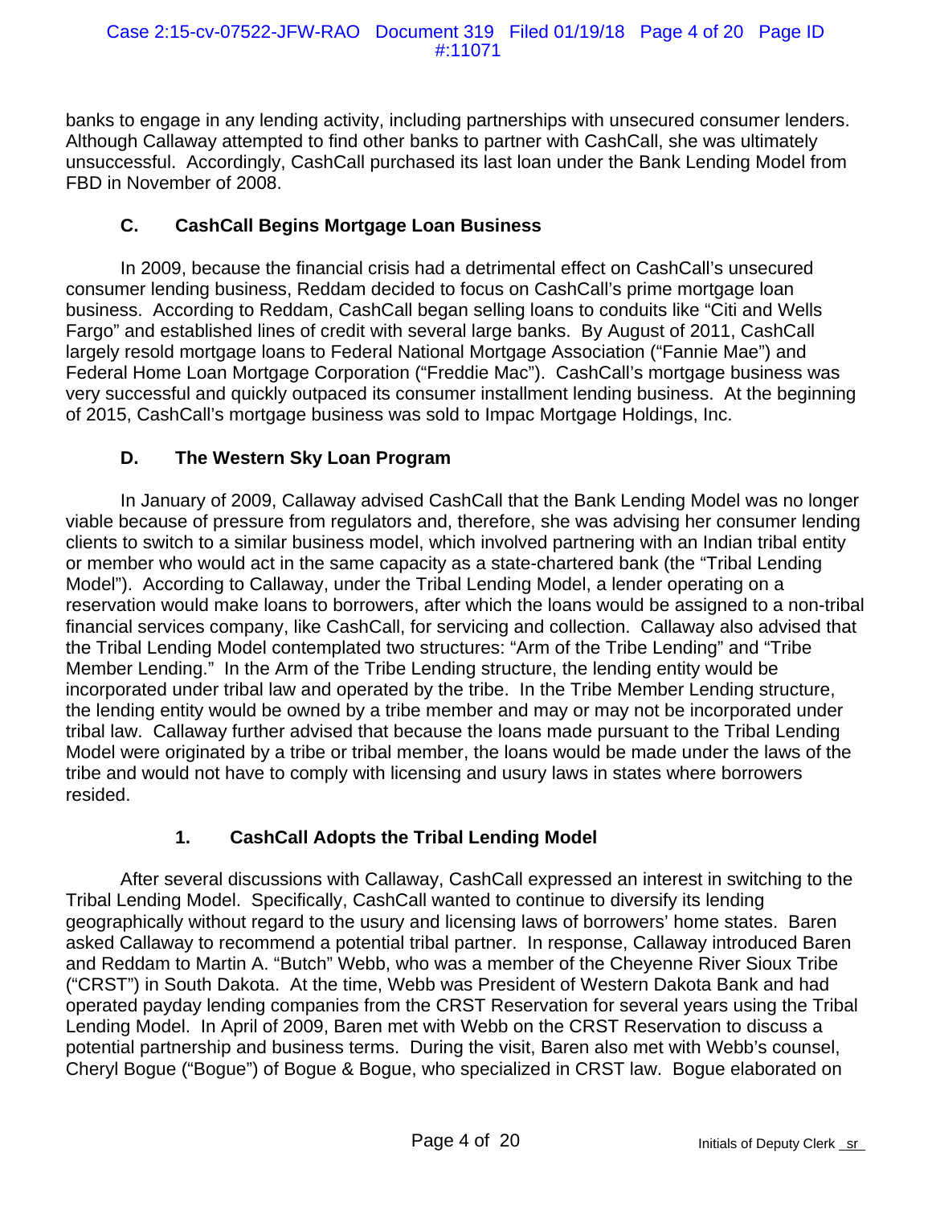banks to engage in any lending activity, including partnerships with unsecured consumer lenders. Although Callaway attempted to find other banks to partner with CashCall, she was ultimately unsuccessful. Accordingly, CashCall purchased its last loan under the Bank Lending Model from FBD in November of 2008.

### C. CashCall Begins Mortgage Loan Business

In 2009, because the financial crisis had a detrimental effect on CashCall's unsecured consumer lending business, Reddam decided to focus on CashCall's prime mortgage loan business. According to Reddam, CashCall began selling loans to conduits like "Citi and Wells Fargo" and established lines of credit with several large banks. By August of 2011, CashCall largely resold mortgage loans to Federal National Mortgage Association ("Fannie Mae") and Federal Home Loan Mortgage Corporation ("Freddie Mac"). CashCall's mortgage business was very successful and quickly outpaced its consumer installment lending business. At the beginning of 2015, CashCall's mortgage business was sold to Impac Mortgage Holdings, Inc.

### D. The Western Sky Loan Program

In January of 2009, Callaway advised CashCall that the Bank Lending Model was no longer viable because of pressure from regulators and, therefore, she was advising her consumer lending clients to switch to a similar business model, which involved partnering with an Indian tribal entity or member who would act in the same capacity as a state-chartered bank (the "Tribal Lending Model"). According to Callaway, under the Tribal Lending Model, a lender operating on a reservation would make loans to borrowers, after which the loans would be assigned to a non-tribal financial services company, like CashCall, for servicing and collection. Callaway also advised that the Tribal Lending Model contemplated two structures: "Arm of the Tribe Lending" and "Tribe Member Lending." In the Arm of the Tribe Lending structure, the lending entity would be incorporated under tribal law and operated by the tribe. In the Tribe Member Lending structure, the lending entity would be owned by a tribe member and may or may not be incorporated under tribal law. Callaway further advised that because the loans made pursuant to the Tribal Lending Model were originated by a tribe or tribal member, the loans would be made under the laws of the tribe and would not have to comply with licensing and usury laws in states where borrowers resided.

#### 1. CashCall Adopts the Tribal Lending Model

After several discussions with Callaway, CashCall expressed an interest in switching to the Tribal Lending Model. Specifically, CashCall wanted to continue to diversify its lending geographically without regard to the usury and licensing laws of borrowers' home states. Baren asked Callaway to recommend a potential tribal partner. In response, Callaway introduced Baren and Reddam to Martin A. "Butch" Webb, who was a member of the Cheyenne River Sioux Tribe ("CRST") in South Dakota. At the time, Webb was President of Western Dakota Bank and had operated payday lending companies from the CRST Reservation for several years using the Tribal Lending Model. In April of 2009, Baren met with Webb on the CRST Reservation to discuss a potential partnership and business terms. During the visit, Baren also met with Webb's counsel, Cheryl Bogue ("Bogue") of Bogue & Bogue, who specialized in CRST law. Bogue elaborated on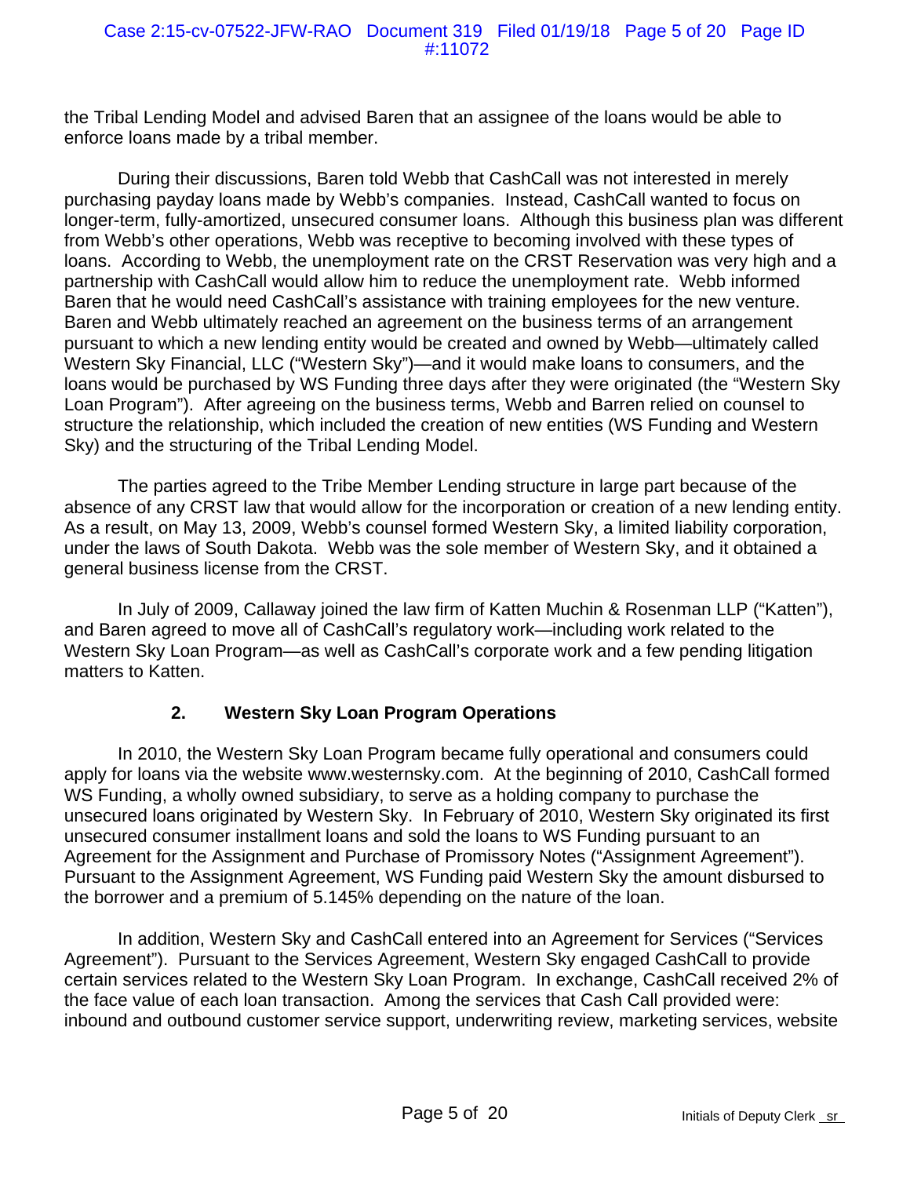the Tribal Lending Model and advised Baren that an assignee of the loans would be able to enforce loans made by a tribal member.

During their discussions, Baren told Webb that CashCall was not interested in merely purchasing payday loans made by Webb's companies. Instead, CashCall wanted to focus on longer-term, fully-amortized, unsecured consumer loans. Although this business plan was different from Webb's other operations, Webb was receptive to becoming involved with these types of loans. According to Webb, the unemployment rate on the CRST Reservation was very high and a partnership with CashCall would allow him to reduce the unemployment rate. Webb informed Baren that he would need CashCall's assistance with training employees for the new venture. Baren and Webb ultimately reached an agreement on the business terms of an arrangement pursuant to which a new lending entity would be created and owned by Webb—ultimately called Western Sky Financial, LLC ("Western Sky")—and it would make loans to consumers, and the loans would be purchased by WS Funding three days after they were originated (the "Western Sky Loan Program"). After agreeing on the business terms, Webb and Barren relied on counsel to structure the relationship, which included the creation of new entities (WS Funding and Western Sky) and the structuring of the Tribal Lending Model.

The parties agreed to the Tribe Member Lending structure in large part because of the absence of any CRST law that would allow for the incorporation or creation of a new lending entity. As a result, on May 13, 2009, Webb's counsel formed Western Sky, a limited liability corporation, under the laws of South Dakota. Webb was the sole member of Western Sky, and it obtained a general business license from the CRST.

In July of 2009, Callaway joined the law firm of Katten Muchin & Rosenman LLP ("Katten"), and Baren agreed to move all of CashCall's regulatory work—including work related to the Western Sky Loan Program—as well as CashCall's corporate work and a few pending litigation matters to Katten.

### 2. Western Sky Loan Program Operations

In 2010, the Western Sky Loan Program became fully operational and consumers could apply for loans via the website www.westernsky.com. At the beginning of 2010, CashCall formed WS Funding, a wholly owned subsidiary, to serve as a holding company to purchase the unsecured loans originated by Western Sky. In February of 2010, Western Sky originated its first unsecured consumer installment loans and sold the loans to WS Funding pursuant to an Agreement for the Assignment and Purchase of Promissory Notes ("Assignment Agreement"). Pursuant to the Assignment Agreement, WS Funding paid Western Sky the amount disbursed to the borrower and a premium of 5.145% depending on the nature of the loan.

In addition, Western Sky and CashCall entered into an Agreement for Services ("Services Agreement"). Pursuant to the Services Agreement, Western Sky engaged CashCall to provide certain services related to the Western Sky Loan Program. In exchange, CashCall received 2% of the face value of each loan transaction. Among the services that Cash Call provided were: inbound and outbound customer service support, underwriting review, marketing services, website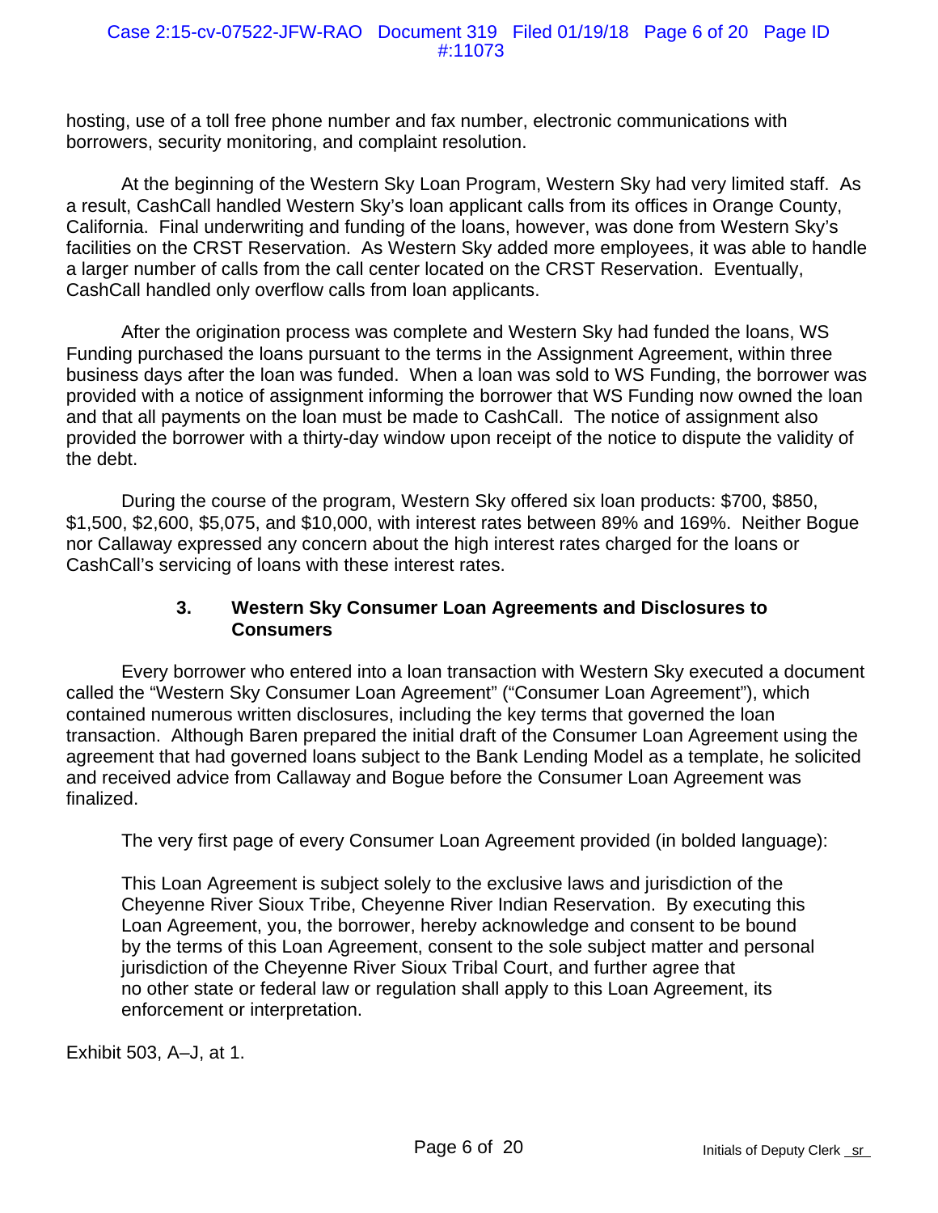hosting, use of a toll free phone number and fax number, electronic communications with borrowers, security monitoring, and complaint resolution.

At the beginning of the Western Sky Loan Program, Western Sky had very limited staff. As a result, CashCall handled Western Sky's loan applicant calls from its offices in Orange County, California. Final underwriting and funding of the loans, however, was done from Western Sky's facilities on the CRST Reservation. As Western Sky added more employees, it was able to handle a larger number of calls from the call center located on the CRST Reservation. Eventually, CashCall handled only overflow calls from loan applicants.

After the origination process was complete and Western Sky had funded the loans, WS Funding purchased the loans pursuant to the terms in the Assignment Agreement, within three business days after the loan was funded. When a loan was sold to WS Funding, the borrower was provided with a notice of assignment informing the borrower that WS Funding now owned the loan and that all payments on the loan must be made to CashCall. The notice of assignment also provided the borrower with a thirty-day window upon receipt of the notice to dispute the validity of the debt.

During the course of the program, Western Sky offered six loan products: $700, $850, $1,500, $2,600, $5,075, and $10,000, with interest rates between 89% and 169%. Neither Bogue nor Callaway expressed any concern about the high interest rates charged for the loans or CashCall's servicing of loans with these interest rates.

### 3. Western Sky Consumer Loan Agreements and Disclosures to Consumers

Every borrower who entered into a loan transaction with Western Sky executed a document called the "Western Sky Consumer Loan Agreement" ("Consumer Loan Agreement"), which contained numerous written disclosures, including the key terms that governed the loan transaction. Although Baren prepared the initial draft of the Consumer Loan Agreement using the agreement that had governed loans subject to the Bank Lending Model as a template, he solicited and received advice from Callaway and Bogue before the Consumer Loan Agreement was finalized.

The very first page of every Consumer Loan Agreement provided (in bolded language):

> This Loan Agreement is subject solely to the exclusive laws and jurisdiction of the Cheyenne River Sioux Tribe, Cheyenne River Indian Reservation. By executing this Loan Agreement, you, the borrower, hereby acknowledge and consent to be bound by the terms of this Loan Agreement, consent to the sole subject matter and personal jurisdiction of the Cheyenne River Sioux Tribal Court, and further agree that no other state or federal law or regulation shall apply to this Loan Agreement, its enforcement or interpretation.

Exhibit 503, A–J, at 1.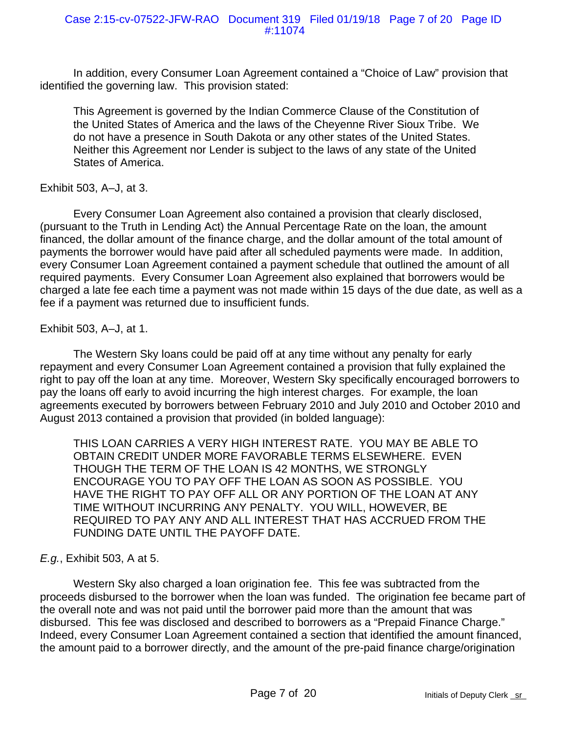In addition, every Consumer Loan Agreement contained a "Choice of Law" provision that identified the governing law. This provision stated:

> This Agreement is governed by the Indian Commerce Clause of the Constitution of the United States of America and the laws of the Cheyenne River Sioux Tribe. We do not have a presence in South Dakota or any other states of the United States. Neither this Agreement nor Lender is subject to the laws of any state of the United States of America.

Exhibit 503, A–J, at 3.

Every Consumer Loan Agreement also contained a provision that clearly disclosed, (pursuant to the Truth in Lending Act) the Annual Percentage Rate on the loan, the amount financed, the dollar amount of the finance charge, and the dollar amount of the total amount of payments the borrower would have paid after all scheduled payments were made. In addition, every Consumer Loan Agreement contained a payment schedule that outlined the amount of all required payments. Every Consumer Loan Agreement also explained that borrowers would be charged a late fee each time a payment was not made within 15 days of the due date, as well as a fee if a payment was returned due to insufficient funds.

Exhibit 503, A–J, at 1.

The Western Sky loans could be paid off at any time without any penalty for early repayment and every Consumer Loan Agreement contained a provision that fully explained the right to pay off the loan at any time. Moreover, Western Sky specifically encouraged borrowers to pay the loans off early to avoid incurring the high interest charges. For example, the loan agreements executed by borrowers between February 2010 and July 2010 and October 2010 and August 2013 contained a provision that provided (in bolded language):

> THIS LOAN CARRIES A VERY HIGH INTEREST RATE. YOU MAY BE ABLE TO OBTAIN CREDIT UNDER MORE FAVORABLE TERMS ELSEWHERE. EVEN THOUGH THE TERM OF THE LOAN IS 42 MONTHS, WE STRONGLY ENCOURAGE YOU TO PAY OFF THE LOAN AS SOON AS POSSIBLE. YOU HAVE THE RIGHT TO PAY OFF ALL OR ANY PORTION OF THE LOAN AT ANY TIME WITHOUT INCURRING ANY PENALTY. YOU WILL, HOWEVER, BE REQUIRED TO PAY ANY AND ALL INTEREST THAT HAS ACCRUED FROM THE FUNDING DATE UNTIL THE PAYOFF DATE.

*E.g.*, Exhibit 503, A at 5.

Western Sky also charged a loan origination fee. This fee was subtracted from the proceeds disbursed to the borrower when the loan was funded. The origination fee became part of the overall note and was not paid until the borrower paid more than the amount that was disbursed. This fee was disclosed and described to borrowers as a "Prepaid Finance Charge." Indeed, every Consumer Loan Agreement contained a section that identified the amount financed, the amount paid to a borrower directly, and the amount of the pre-paid finance charge/origination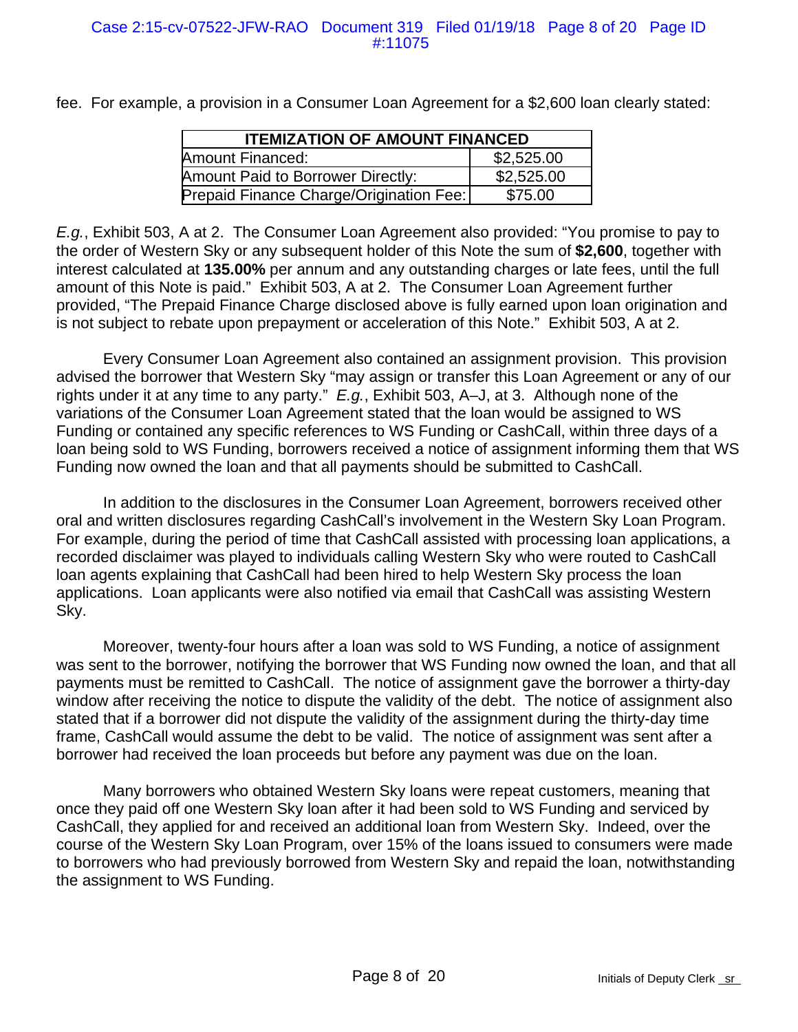fee. For example, a provision in a Consumer Loan Agreement for a $2,600 loan clearly stated:

| ITEMIZATION OF AMOUNT FINANCED | |
|---|---|
| Amount Financed: | $2,525.00 |
| Amount Paid to Borrower Directly: | $2,525.00 |
| Prepaid Finance Charge/Origination Fee: | $75.00 |

*E.g.*, Exhibit 503, A at 2. The Consumer Loan Agreement also provided: "You promise to pay to the order of Western Sky or any subsequent holder of this Note the sum of **$2,600**, together with interest calculated at **135.00%** per annum and any outstanding charges or late fees, until the full amount of this Note is paid." Exhibit 503, A at 2. The Consumer Loan Agreement further provided, "The Prepaid Finance Charge disclosed above is fully earned upon loan origination and is not subject to rebate upon prepayment or acceleration of this Note." Exhibit 503, A at 2.

Every Consumer Loan Agreement also contained an assignment provision. This provision advised the borrower that Western Sky "may assign or transfer this Loan Agreement or any of our rights under it at any time to any party." *E.g.*, Exhibit 503, A–J, at 3. Although none of the variations of the Consumer Loan Agreement stated that the loan would be assigned to WS Funding or contained any specific references to WS Funding or CashCall, within three days of a loan being sold to WS Funding, borrowers received a notice of assignment informing them that WS Funding now owned the loan and that all payments should be submitted to CashCall.

In addition to the disclosures in the Consumer Loan Agreement, borrowers received other oral and written disclosures regarding CashCall's involvement in the Western Sky Loan Program. For example, during the period of time that CashCall assisted with processing loan applications, a recorded disclaimer was played to individuals calling Western Sky who were routed to CashCall loan agents explaining that CashCall had been hired to help Western Sky process the loan applications. Loan applicants were also notified via email that CashCall was assisting Western Sky.

Moreover, twenty-four hours after a loan was sold to WS Funding, a notice of assignment was sent to the borrower, notifying the borrower that WS Funding now owned the loan, and that all payments must be remitted to CashCall. The notice of assignment gave the borrower a thirty-day window after receiving the notice to dispute the validity of the debt. The notice of assignment also stated that if a borrower did not dispute the validity of the assignment during the thirty-day time frame, CashCall would assume the debt to be valid. The notice of assignment was sent after a borrower had received the loan proceeds but before any payment was due on the loan.

Many borrowers who obtained Western Sky loans were repeat customers, meaning that once they paid off one Western Sky loan after it had been sold to WS Funding and serviced by CashCall, they applied for and received an additional loan from Western Sky. Indeed, over the course of the Western Sky Loan Program, over 15% of the loans issued to consumers were made to borrowers who had previously borrowed from Western Sky and repaid the loan, notwithstanding the assignment to WS Funding.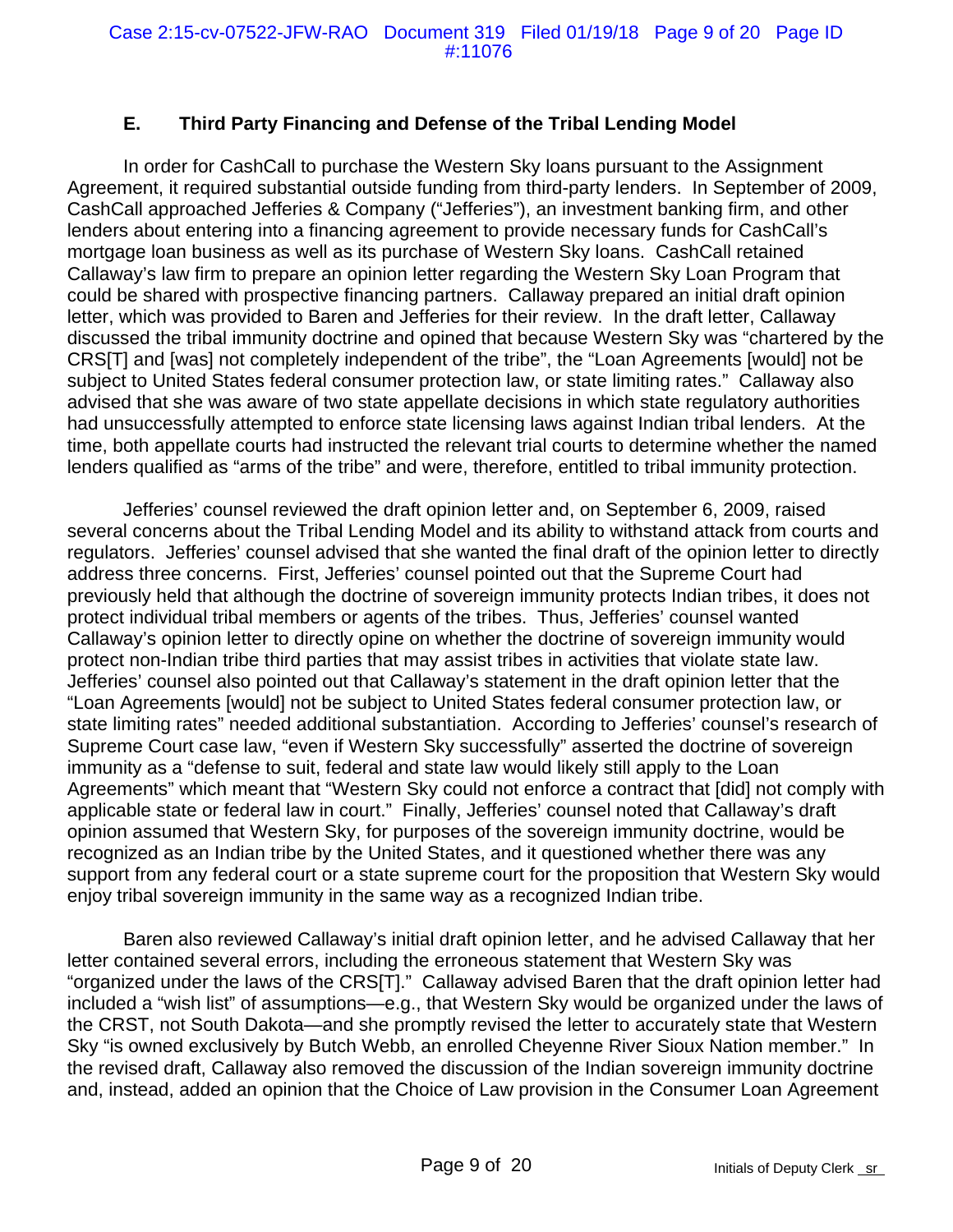### E. Third Party Financing and Defense of the Tribal Lending Model

In order for CashCall to purchase the Western Sky loans pursuant to the Assignment Agreement, it required substantial outside funding from third-party lenders. In September of 2009, CashCall approached Jefferies & Company ("Jefferies"), an investment banking firm, and other lenders about entering into a financing agreement to provide necessary funds for CashCall's mortgage loan business as well as its purchase of Western Sky loans. CashCall retained Callaway's law firm to prepare an opinion letter regarding the Western Sky Loan Program that could be shared with prospective financing partners. Callaway prepared an initial draft opinion letter, which was provided to Baren and Jefferies for their review. In the draft letter, Callaway discussed the tribal immunity doctrine and opined that because Western Sky was "chartered by the CRS[T] and [was] not completely independent of the tribe", the "Loan Agreements [would] not be subject to United States federal consumer protection law, or state limiting rates." Callaway also advised that she was aware of two state appellate decisions in which state regulatory authorities had unsuccessfully attempted to enforce state licensing laws against Indian tribal lenders. At the time, both appellate courts had instructed the relevant trial courts to determine whether the named lenders qualified as "arms of the tribe" and were, therefore, entitled to tribal immunity protection.

Jefferies' counsel reviewed the draft opinion letter and, on September 6, 2009, raised several concerns about the Tribal Lending Model and its ability to withstand attack from courts and regulators. Jefferies' counsel advised that she wanted the final draft of the opinion letter to directly address three concerns. First, Jefferies' counsel pointed out that the Supreme Court had previously held that although the doctrine of sovereign immunity protects Indian tribes, it does not protect individual tribal members or agents of the tribes. Thus, Jefferies' counsel wanted Callaway's opinion letter to directly opine on whether the doctrine of sovereign immunity would protect non-Indian tribe third parties that may assist tribes in activities that violate state law. Jefferies' counsel also pointed out that Callaway's statement in the draft opinion letter that the "Loan Agreements [would] not be subject to United States federal consumer protection law, or state limiting rates" needed additional substantiation. According to Jefferies' counsel's research of Supreme Court case law, "even if Western Sky successfully" asserted the doctrine of sovereign immunity as a "defense to suit, federal and state law would likely still apply to the Loan Agreements" which meant that "Western Sky could not enforce a contract that [did] not comply with applicable state or federal law in court." Finally, Jefferies' counsel noted that Callaway's draft opinion assumed that Western Sky, for purposes of the sovereign immunity doctrine, would be recognized as an Indian tribe by the United States, and it questioned whether there was any support from any federal court or a state supreme court for the proposition that Western Sky would enjoy tribal sovereign immunity in the same way as a recognized Indian tribe.

Baren also reviewed Callaway's initial draft opinion letter, and he advised Callaway that her letter contained several errors, including the erroneous statement that Western Sky was "organized under the laws of the CRS[T]." Callaway advised Baren that the draft opinion letter had included a "wish list" of assumptions—e.g., that Western Sky would be organized under the laws of the CRST, not South Dakota—and she promptly revised the letter to accurately state that Western Sky "is owned exclusively by Butch Webb, an enrolled Cheyenne River Sioux Nation member." In the revised draft, Callaway also removed the discussion of the Indian sovereign immunity doctrine and, instead, added an opinion that the Choice of Law provision in the Consumer Loan Agreement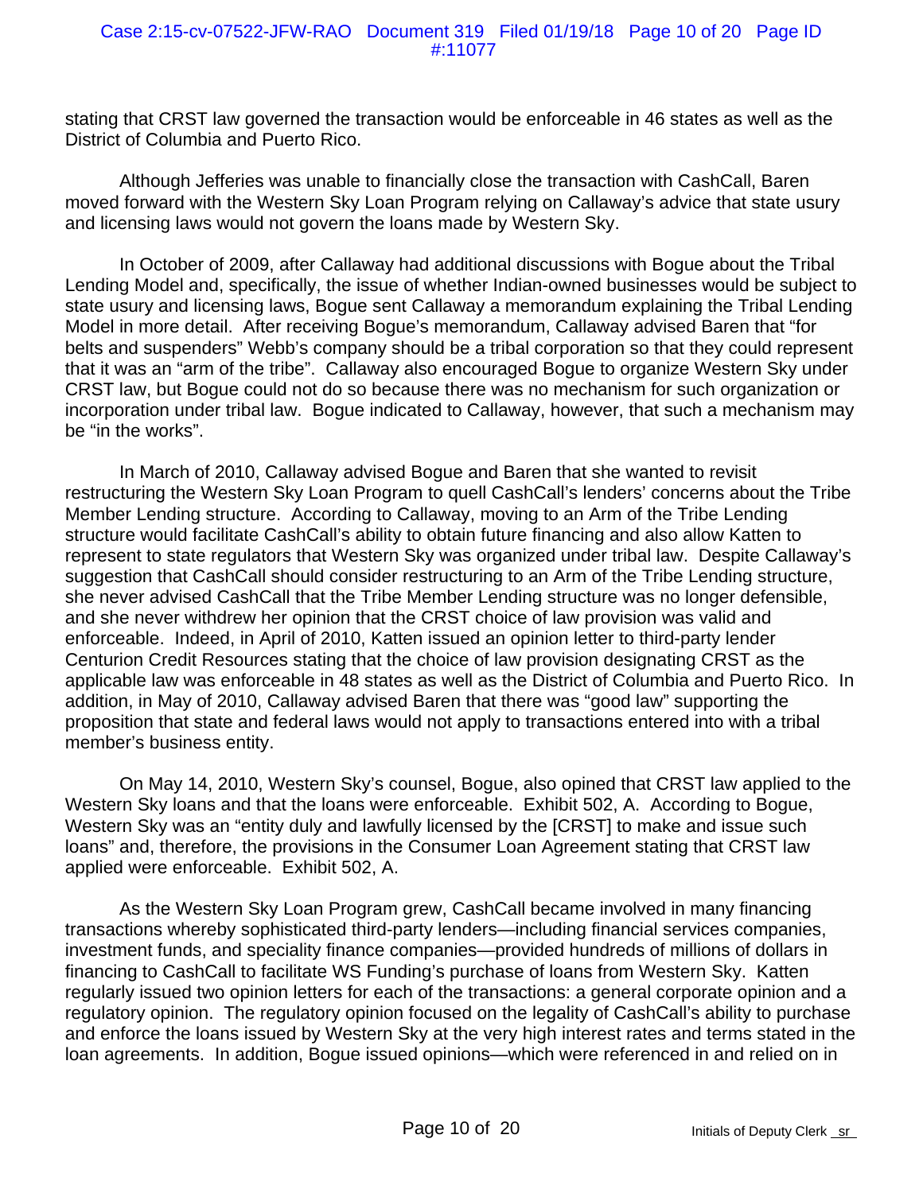stating that CRST law governed the transaction would be enforceable in 46 states as well as the District of Columbia and Puerto Rico.

Although Jefferies was unable to financially close the transaction with CashCall, Baren moved forward with the Western Sky Loan Program relying on Callaway's advice that state usury and licensing laws would not govern the loans made by Western Sky.

In October of 2009, after Callaway had additional discussions with Bogue about the Tribal Lending Model and, specifically, the issue of whether Indian-owned businesses would be subject to state usury and licensing laws, Bogue sent Callaway a memorandum explaining the Tribal Lending Model in more detail. After receiving Bogue's memorandum, Callaway advised Baren that "for belts and suspenders" Webb's company should be a tribal corporation so that they could represent that it was an "arm of the tribe". Callaway also encouraged Bogue to organize Western Sky under CRST law, but Bogue could not do so because there was no mechanism for such organization or incorporation under tribal law. Bogue indicated to Callaway, however, that such a mechanism may be "in the works".

In March of 2010, Callaway advised Bogue and Baren that she wanted to revisit restructuring the Western Sky Loan Program to quell CashCall's lenders' concerns about the Tribe Member Lending structure. According to Callaway, moving to an Arm of the Tribe Lending structure would facilitate CashCall's ability to obtain future financing and also allow Katten to represent to state regulators that Western Sky was organized under tribal law. Despite Callaway's suggestion that CashCall should consider restructuring to an Arm of the Tribe Lending structure, she never advised CashCall that the Tribe Member Lending structure was no longer defensible, and she never withdrew her opinion that the CRST choice of law provision was valid and enforceable. Indeed, in April of 2010, Katten issued an opinion letter to third-party lender Centurion Credit Resources stating that the choice of law provision designating CRST as the applicable law was enforceable in 48 states as well as the District of Columbia and Puerto Rico. In addition, in May of 2010, Callaway advised Baren that there was "good law" supporting the proposition that state and federal laws would not apply to transactions entered into with a tribal member's business entity.

On May 14, 2010, Western Sky's counsel, Bogue, also opined that CRST law applied to the Western Sky loans and that the loans were enforceable. Exhibit 502, A. According to Bogue, Western Sky was an "entity duly and lawfully licensed by the [CRST] to make and issue such loans" and, therefore, the provisions in the Consumer Loan Agreement stating that CRST law applied were enforceable. Exhibit 502, A.

As the Western Sky Loan Program grew, CashCall became involved in many financing transactions whereby sophisticated third-party lenders—including financial services companies, investment funds, and speciality finance companies—provided hundreds of millions of dollars in financing to CashCall to facilitate WS Funding's purchase of loans from Western Sky. Katten regularly issued two opinion letters for each of the transactions: a general corporate opinion and a regulatory opinion. The regulatory opinion focused on the legality of CashCall's ability to purchase and enforce the loans issued by Western Sky at the very high interest rates and terms stated in the loan agreements. In addition, Bogue issued opinions—which were referenced in and relied on in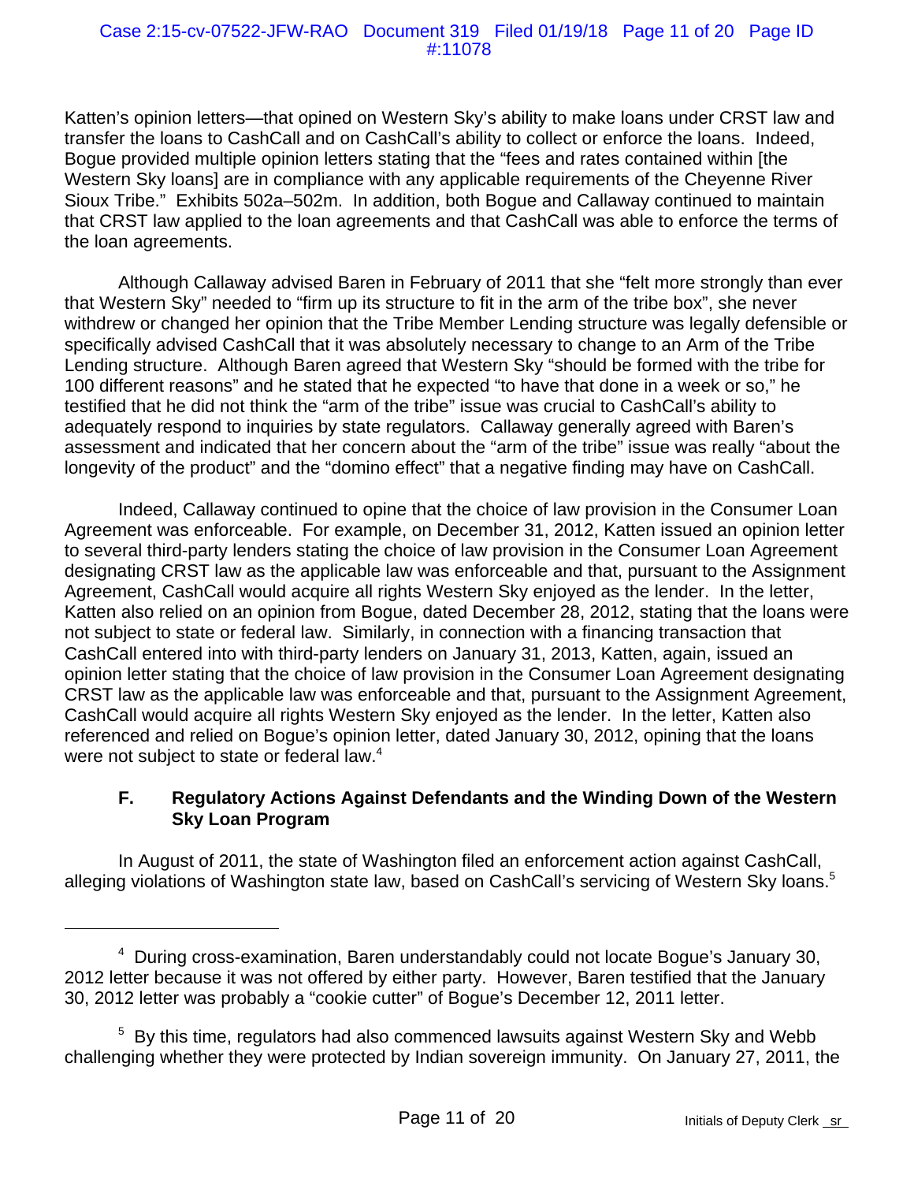Katten's opinion letters—that opined on Western Sky's ability to make loans under CRST law and transfer the loans to CashCall and on CashCall's ability to collect or enforce the loans. Indeed, Bogue provided multiple opinion letters stating that the "fees and rates contained within [the Western Sky loans] are in compliance with any applicable requirements of the Cheyenne River Sioux Tribe." Exhibits 502a–502m. In addition, both Bogue and Callaway continued to maintain that CRST law applied to the loan agreements and that CashCall was able to enforce the terms of the loan agreements.

Although Callaway advised Baren in February of 2011 that she "felt more strongly than ever that Western Sky" needed to "firm up its structure to fit in the arm of the tribe box", she never withdrew or changed her opinion that the Tribe Member Lending structure was legally defensible or specifically advised CashCall that it was absolutely necessary to change to an Arm of the Tribe Lending structure. Although Baren agreed that Western Sky "should be formed with the tribe for 100 different reasons" and he stated that he expected "to have that done in a week or so," he testified that he did not think the "arm of the tribe" issue was crucial to CashCall's ability to adequately respond to inquiries by state regulators. Callaway generally agreed with Baren's assessment and indicated that her concern about the "arm of the tribe" issue was really "about the longevity of the product" and the "domino effect" that a negative finding may have on CashCall.

Indeed, Callaway continued to opine that the choice of law provision in the Consumer Loan Agreement was enforceable. For example, on December 31, 2012, Katten issued an opinion letter to several third-party lenders stating the choice of law provision in the Consumer Loan Agreement designating CRST law as the applicable law was enforceable and that, pursuant to the Assignment Agreement, CashCall would acquire all rights Western Sky enjoyed as the lender. In the letter, Katten also relied on an opinion from Bogue, dated December 28, 2012, stating that the loans were not subject to state or federal law. Similarly, in connection with a financing transaction that CashCall entered into with third-party lenders on January 31, 2013, Katten, again, issued an opinion letter stating that the choice of law provision in the Consumer Loan Agreement designating CRST law as the applicable law was enforceable and that, pursuant to the Assignment Agreement, CashCall would acquire all rights Western Sky enjoyed as the lender. In the letter, Katten also referenced and relied on Bogue's opinion letter, dated January 30, 2012, opining that the loans were not subject to state or federal law.[4]

### F. Regulatory Actions Against Defendants and the Winding Down of the Western Sky Loan Program

In August of 2011, the state of Washington filed an enforcement action against CashCall, alleging violations of Washington state law, based on CashCall's servicing of Western Sky loans.[5]

---

[4] During cross-examination, Baren understandably could not locate Bogue's January 30, 2012 letter because it was not offered by either party. However, Baren testified that the January 30, 2012 letter was probably a "cookie cutter" of Bogue's December 12, 2011 letter.

[5] By this time, regulators had also commenced lawsuits against Western Sky and Webb challenging whether they were protected by Indian sovereign immunity. On January 27, 2011, the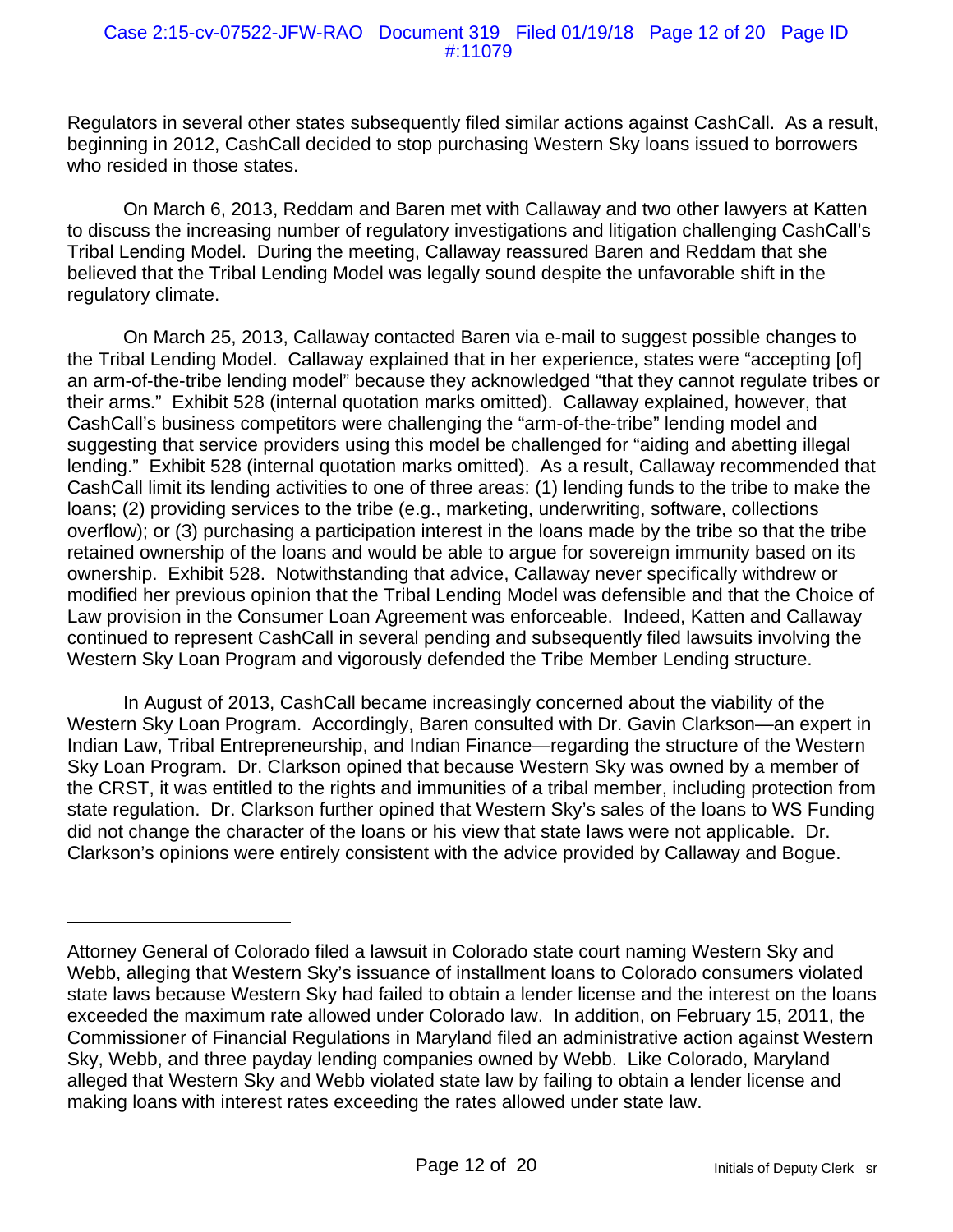Regulators in several other states subsequently filed similar actions against CashCall. As a result, beginning in 2012, CashCall decided to stop purchasing Western Sky loans issued to borrowers who resided in those states.

On March 6, 2013, Reddam and Baren met with Callaway and two other lawyers at Katten to discuss the increasing number of regulatory investigations and litigation challenging CashCall's Tribal Lending Model. During the meeting, Callaway reassured Baren and Reddam that she believed that the Tribal Lending Model was legally sound despite the unfavorable shift in the regulatory climate.

On March 25, 2013, Callaway contacted Baren via e-mail to suggest possible changes to the Tribal Lending Model. Callaway explained that in her experience, states were "accepting [of] an arm-of-the-tribe lending model" because they acknowledged "that they cannot regulate tribes or their arms." Exhibit 528 (internal quotation marks omitted). Callaway explained, however, that CashCall's business competitors were challenging the "arm-of-the-tribe" lending model and suggesting that service providers using this model be challenged for "aiding and abetting illegal lending." Exhibit 528 (internal quotation marks omitted). As a result, Callaway recommended that CashCall limit its lending activities to one of three areas: (1) lending funds to the tribe to make the loans; (2) providing services to the tribe (e.g., marketing, underwriting, software, collections overflow); or (3) purchasing a participation interest in the loans made by the tribe so that the tribe retained ownership of the loans and would be able to argue for sovereign immunity based on its ownership. Exhibit 528. Notwithstanding that advice, Callaway never specifically withdrew or modified her previous opinion that the Tribal Lending Model was defensible and that the Choice of Law provision in the Consumer Loan Agreement was enforceable. Indeed, Katten and Callaway continued to represent CashCall in several pending and subsequently filed lawsuits involving the Western Sky Loan Program and vigorously defended the Tribe Member Lending structure.

In August of 2013, CashCall became increasingly concerned about the viability of the Western Sky Loan Program. Accordingly, Baren consulted with Dr. Gavin Clarkson—an expert in Indian Law, Tribal Entrepreneurship, and Indian Finance—regarding the structure of the Western Sky Loan Program. Dr. Clarkson opined that because Western Sky was owned by a member of the CRST, it was entitled to the rights and immunities of a tribal member, including protection from state regulation. Dr. Clarkson further opined that Western Sky's sales of the loans to WS Funding did not change the character of the loans or his view that state laws were not applicable. Dr. Clarkson's opinions were entirely consistent with the advice provided by Callaway and Bogue.

---

Attorney General of Colorado filed a lawsuit in Colorado state court naming Western Sky and Webb, alleging that Western Sky's issuance of installment loans to Colorado consumers violated state laws because Western Sky had failed to obtain a lender license and the interest on the loans exceeded the maximum rate allowed under Colorado law. In addition, on February 15, 2011, the Commissioner of Financial Regulations in Maryland filed an administrative action against Western Sky, Webb, and three payday lending companies owned by Webb. Like Colorado, Maryland alleged that Western Sky and Webb violated state law by failing to obtain a lender license and making loans with interest rates exceeding the rates allowed under state law.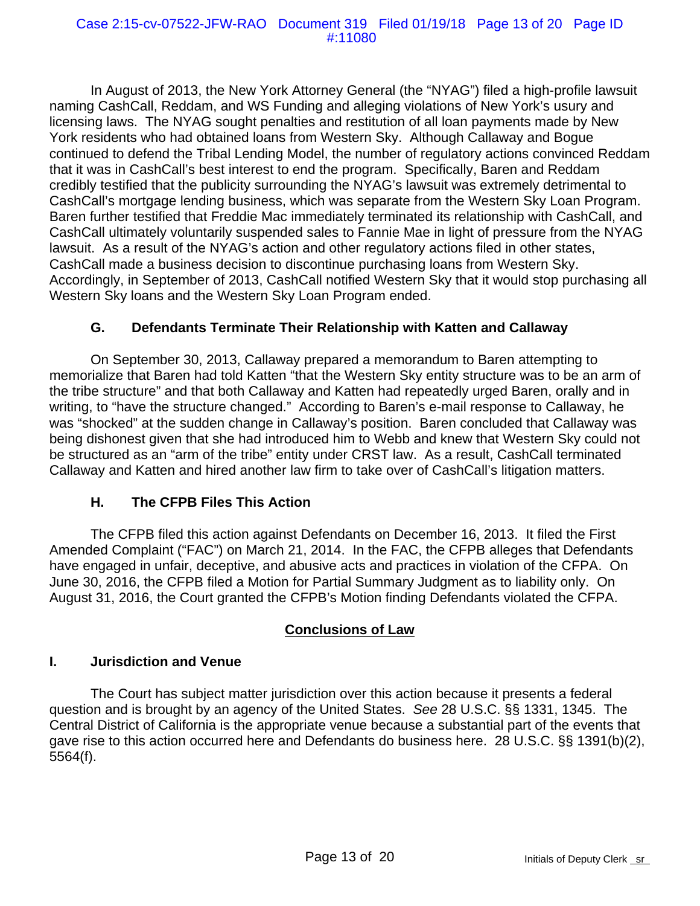In August of 2013, the New York Attorney General (the "NYAG") filed a high-profile lawsuit naming CashCall, Reddam, and WS Funding and alleging violations of New York's usury and licensing laws. The NYAG sought penalties and restitution of all loan payments made by New York residents who had obtained loans from Western Sky. Although Callaway and Bogue continued to defend the Tribal Lending Model, the number of regulatory actions convinced Reddam that it was in CashCall's best interest to end the program. Specifically, Baren and Reddam credibly testified that the publicity surrounding the NYAG's lawsuit was extremely detrimental to CashCall's mortgage lending business, which was separate from the Western Sky Loan Program. Baren further testified that Freddie Mac immediately terminated its relationship with CashCall, and CashCall ultimately voluntarily suspended sales to Fannie Mae in light of pressure from the NYAG lawsuit. As a result of the NYAG's action and other regulatory actions filed in other states, CashCall made a business decision to discontinue purchasing loans from Western Sky. Accordingly, in September of 2013, CashCall notified Western Sky that it would stop purchasing all Western Sky loans and the Western Sky Loan Program ended.

### G. Defendants Terminate Their Relationship with Katten and Callaway

On September 30, 2013, Callaway prepared a memorandum to Baren attempting to memorialize that Baren had told Katten "that the Western Sky entity structure was to be an arm of the tribe structure" and that both Callaway and Katten had repeatedly urged Baren, orally and in writing, to "have the structure changed." According to Baren's e-mail response to Callaway, he was "shocked" at the sudden change in Callaway's position. Baren concluded that Callaway was being dishonest given that she had introduced him to Webb and knew that Western Sky could not be structured as an "arm of the tribe" entity under CRST law. As a result, CashCall terminated Callaway and Katten and hired another law firm to take over of CashCall's litigation matters.

### H. The CFPB Files This Action

The CFPB filed this action against Defendants on December 16, 2013. It filed the First Amended Complaint ("FAC") on March 21, 2014. In the FAC, the CFPB alleges that Defendants have engaged in unfair, deceptive, and abusive acts and practices in violation of the CFPA. On June 30, 2016, the CFPB filed a Motion for Partial Summary Judgment as to liability only. On August 31, 2016, the Court granted the CFPB's Motion finding Defendants violated the CFPA.

## Conclusions of Law

### I. Jurisdiction and Venue

The Court has subject matter jurisdiction over this action because it presents a federal question and is brought by an agency of the United States. *See* 28 U.S.C. §§ 1331, 1345. The Central District of California is the appropriate venue because a substantial part of the events that gave rise to this action occurred here and Defendants do business here. 28 U.S.C. §§ 1391(b)(2), 5564(f).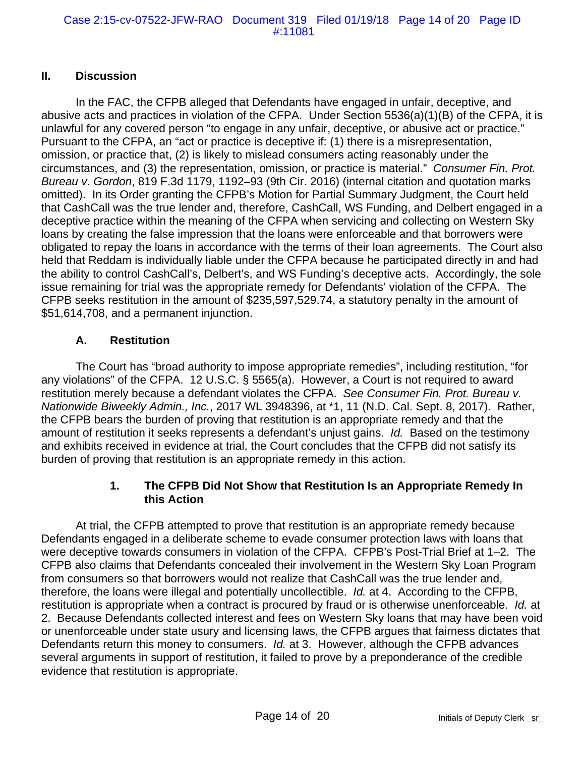## II. Discussion

In the FAC, the CFPB alleged that Defendants have engaged in unfair, deceptive, and abusive acts and practices in violation of the CFPA. Under Section 5536(a)(1)(B) of the CFPA, it is unlawful for any covered person "to engage in any unfair, deceptive, or abusive act or practice." Pursuant to the CFPA, an "act or practice is deceptive if: (1) there is a misrepresentation, omission, or practice that, (2) is likely to mislead consumers acting reasonably under the circumstances, and (3) the representation, omission, or practice is material." *Consumer Fin. Prot. Bureau v. Gordon*, 819 F.3d 1179, 1192–93 (9th Cir. 2016) (internal citation and quotation marks omitted). In its Order granting the CFPB's Motion for Partial Summary Judgment, the Court held that CashCall was the true lender and, therefore, CashCall, WS Funding, and Delbert engaged in a deceptive practice within the meaning of the CFPA when servicing and collecting on Western Sky loans by creating the false impression that the loans were enforceable and that borrowers were obligated to repay the loans in accordance with the terms of their loan agreements. The Court also held that Reddam is individually liable under the CFPA because he participated directly in and had the ability to control CashCall's, Delbert's, and WS Funding's deceptive acts. Accordingly, the sole issue remaining for trial was the appropriate remedy for Defendants' violation of the CFPA. The CFPB seeks restitution in the amount of $235,597,529.74, a statutory penalty in the amount of $51,614,708, and a permanent injunction.

### A. Restitution

The Court has "broad authority to impose appropriate remedies", including restitution, "for any violations" of the CFPA. 12 U.S.C. § 5565(a). However, a Court is not required to award restitution merely because a defendant violates the CFPA. *See Consumer Fin. Prot. Bureau v. Nationwide Biweekly Admin., Inc.*, 2017 WL 3948396, at *1, 11 (N.D. Cal. Sept. 8, 2017). Rather, the CFPB bears the burden of proving that restitution is an appropriate remedy and that the amount of restitution it seeks represents a defendant's unjust gains. *Id.* Based on the testimony and exhibits received in evidence at trial, the Court concludes that the CFPB did not satisfy its burden of proving that restitution is an appropriate remedy in this action.

#### 1. The CFPB Did Not Show that Restitution Is an Appropriate Remedy In this Action

At trial, the CFPB attempted to prove that restitution is an appropriate remedy because Defendants engaged in a deliberate scheme to evade consumer protection laws with loans that were deceptive towards consumers in violation of the CFPA. CFPB's Post-Trial Brief at 1–2. The CFPB also claims that Defendants concealed their involvement in the Western Sky Loan Program from consumers so that borrowers would not realize that CashCall was the true lender and, therefore, the loans were illegal and potentially uncollectible. *Id.* at 4. According to the CFPB, restitution is appropriate when a contract is procured by fraud or is otherwise unenforceable. *Id.* at 2. Because Defendants collected interest and fees on Western Sky loans that may have been void or unenforceable under state usury and licensing laws, the CFPB argues that fairness dictates that Defendants return this money to consumers. *Id.* at 3. However, although the CFPB advances several arguments in support of restitution, it failed to prove by a preponderance of the credible evidence that restitution is appropriate.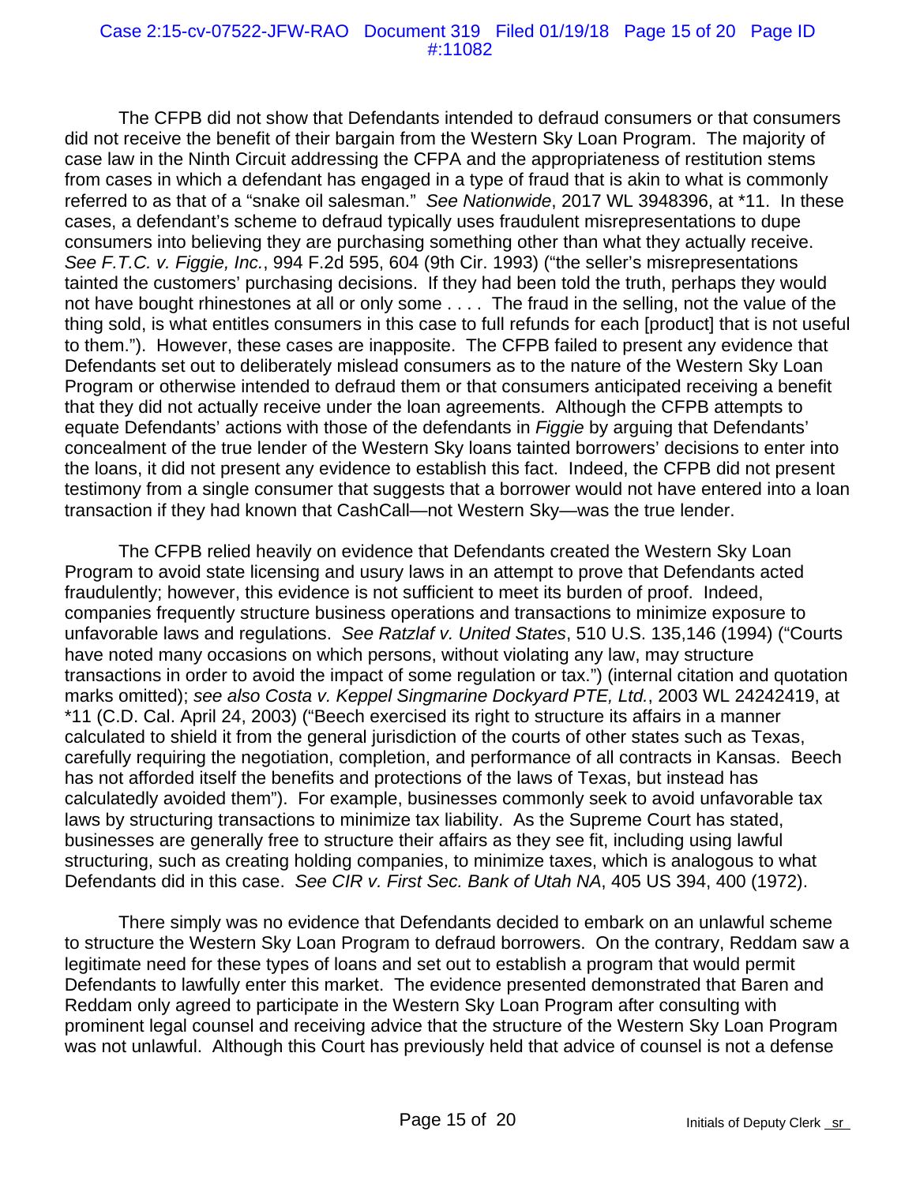The CFPB did not show that Defendants intended to defraud consumers or that consumers did not receive the benefit of their bargain from the Western Sky Loan Program. The majority of case law in the Ninth Circuit addressing the CFPA and the appropriateness of restitution stems from cases in which a defendant has engaged in a type of fraud that is akin to what is commonly referred to as that of a "snake oil salesman." *See Nationwide*, 2017 WL 3948396, at *11. In these cases, a defendant's scheme to defraud typically uses fraudulent misrepresentations to dupe consumers into believing they are purchasing something other than what they actually receive. *See F.T.C. v. Figgie, Inc.*, 994 F.2d 595, 604 (9th Cir. 1993) ("the seller's misrepresentations tainted the customers' purchasing decisions. If they had been told the truth, perhaps they would not have bought rhinestones at all or only some . . . . The fraud in the selling, not the value of the thing sold, is what entitles consumers in this case to full refunds for each [product] that is not useful to them."). However, these cases are inapposite. The CFPB failed to present any evidence that Defendants set out to deliberately mislead consumers as to the nature of the Western Sky Loan Program or otherwise intended to defraud them or that consumers anticipated receiving a benefit that they did not actually receive under the loan agreements. Although the CFPB attempts to equate Defendants' actions with those of the defendants in *Figgie* by arguing that Defendants' concealment of the true lender of the Western Sky loans tainted borrowers' decisions to enter into the loans, it did not present any evidence to establish this fact. Indeed, the CFPB did not present testimony from a single consumer that suggests that a borrower would not have entered into a loan transaction if they had known that CashCall—not Western Sky—was the true lender.

The CFPB relied heavily on evidence that Defendants created the Western Sky Loan Program to avoid state licensing and usury laws in an attempt to prove that Defendants acted fraudulently; however, this evidence is not sufficient to meet its burden of proof. Indeed, companies frequently structure business operations and transactions to minimize exposure to unfavorable laws and regulations. *See Ratzlaf v. United States*, 510 U.S. 135,146 (1994) ("Courts have noted many occasions on which persons, without violating any law, may structure transactions in order to avoid the impact of some regulation or tax.") (internal citation and quotation marks omitted); *see also Costa v. Keppel Singmarine Dockyard PTE, Ltd.*, 2003 WL 24242419, at *11 (C.D. Cal. April 24, 2003) ("Beech exercised its right to structure its affairs in a manner calculated to shield it from the general jurisdiction of the courts of other states such as Texas, carefully requiring the negotiation, completion, and performance of all contracts in Kansas. Beech has not afforded itself the benefits and protections of the laws of Texas, but instead has calculatedly avoided them"). For example, businesses commonly seek to avoid unfavorable tax laws by structuring transactions to minimize tax liability. As the Supreme Court has stated, businesses are generally free to structure their affairs as they see fit, including using lawful structuring, such as creating holding companies, to minimize taxes, which is analogous to what Defendants did in this case. *See CIR v. First Sec. Bank of Utah NA*, 405 US 394, 400 (1972).

There simply was no evidence that Defendants decided to embark on an unlawful scheme to structure the Western Sky Loan Program to defraud borrowers. On the contrary, Reddam saw a legitimate need for these types of loans and set out to establish a program that would permit Defendants to lawfully enter this market. The evidence presented demonstrated that Baren and Reddam only agreed to participate in the Western Sky Loan Program after consulting with prominent legal counsel and receiving advice that the structure of the Western Sky Loan Program was not unlawful. Although this Court has previously held that advice of counsel is not a defense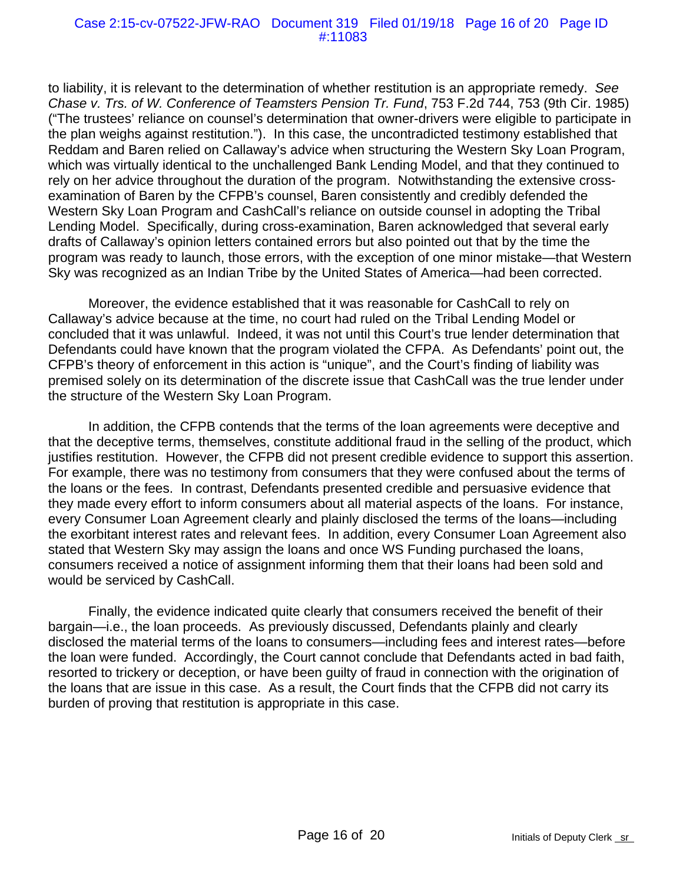to liability, it is relevant to the determination of whether restitution is an appropriate remedy. *See Chase v. Trs. of W. Conference of Teamsters Pension Tr. Fund*, 753 F.2d 744, 753 (9th Cir. 1985) ("The trustees' reliance on counsel's determination that owner-drivers were eligible to participate in the plan weighs against restitution."). In this case, the uncontradicted testimony established that Reddam and Baren relied on Callaway's advice when structuring the Western Sky Loan Program, which was virtually identical to the unchallenged Bank Lending Model, and that they continued to rely on her advice throughout the duration of the program. Notwithstanding the extensive cross-examination of Baren by the CFPB's counsel, Baren consistently and credibly defended the Western Sky Loan Program and CashCall's reliance on outside counsel in adopting the Tribal Lending Model. Specifically, during cross-examination, Baren acknowledged that several early drafts of Callaway's opinion letters contained errors but also pointed out that by the time the program was ready to launch, those errors, with the exception of one minor mistake—that Western Sky was recognized as an Indian Tribe by the United States of America—had been corrected.

Moreover, the evidence established that it was reasonable for CashCall to rely on Callaway's advice because at the time, no court had ruled on the Tribal Lending Model or concluded that it was unlawful. Indeed, it was not until this Court's true lender determination that Defendants could have known that the program violated the CFPA. As Defendants' point out, the CFPB's theory of enforcement in this action is "unique", and the Court's finding of liability was premised solely on its determination of the discrete issue that CashCall was the true lender under the structure of the Western Sky Loan Program.

In addition, the CFPB contends that the terms of the loan agreements were deceptive and that the deceptive terms, themselves, constitute additional fraud in the selling of the product, which justifies restitution. However, the CFPB did not present credible evidence to support this assertion. For example, there was no testimony from consumers that they were confused about the terms of the loans or the fees. In contrast, Defendants presented credible and persuasive evidence that they made every effort to inform consumers about all material aspects of the loans. For instance, every Consumer Loan Agreement clearly and plainly disclosed the terms of the loans—including the exorbitant interest rates and relevant fees. In addition, every Consumer Loan Agreement also stated that Western Sky may assign the loans and once WS Funding purchased the loans, consumers received a notice of assignment informing them that their loans had been sold and would be serviced by CashCall.

Finally, the evidence indicated quite clearly that consumers received the benefit of their bargain—i.e., the loan proceeds. As previously discussed, Defendants plainly and clearly disclosed the material terms of the loans to consumers—including fees and interest rates—before the loan were funded. Accordingly, the Court cannot conclude that Defendants acted in bad faith, resorted to trickery or deception, or have been guilty of fraud in connection with the origination of the loans that are issue in this case. As a result, the Court finds that the CFPB did not carry its burden of proving that restitution is appropriate in this case.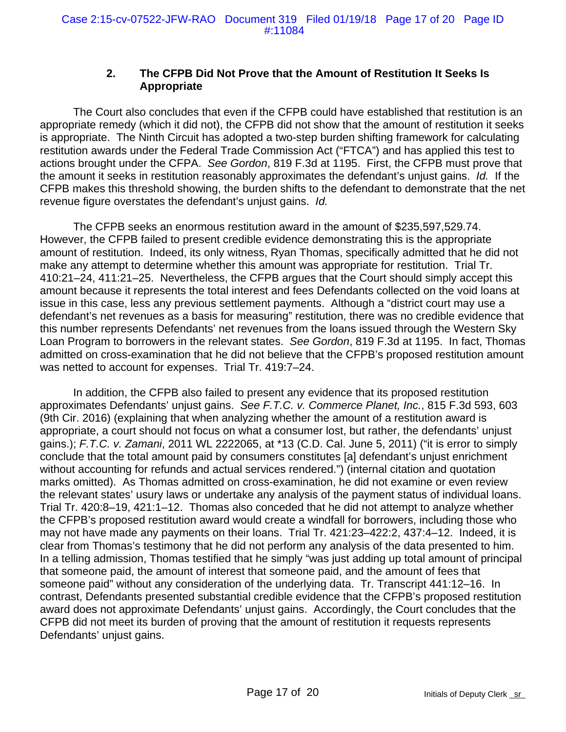### 2. The CFPB Did Not Prove that the Amount of Restitution It Seeks Is Appropriate

The Court also concludes that even if the CFPB could have established that restitution is an appropriate remedy (which it did not), the CFPB did not show that the amount of restitution it seeks is appropriate. The Ninth Circuit has adopted a two-step burden shifting framework for calculating restitution awards under the Federal Trade Commission Act ("FTCA") and has applied this test to actions brought under the CFPA. *See Gordon*, 819 F.3d at 1195. First, the CFPB must prove that the amount it seeks in restitution reasonably approximates the defendant's unjust gains. *Id.* If the CFPB makes this threshold showing, the burden shifts to the defendant to demonstrate that the net revenue figure overstates the defendant's unjust gains. *Id.*

The CFPB seeks an enormous restitution award in the amount of $235,597,529.74. However, the CFPB failed to present credible evidence demonstrating this is the appropriate amount of restitution. Indeed, its only witness, Ryan Thomas, specifically admitted that he did not make any attempt to determine whether this amount was appropriate for restitution. Trial Tr. 410:21–24, 411:21–25. Nevertheless, the CFPB argues that the Court should simply accept this amount because it represents the total interest and fees Defendants collected on the void loans at issue in this case, less any previous settlement payments. Although a "district court may use a defendant's net revenues as a basis for measuring" restitution, there was no credible evidence that this number represents Defendants' net revenues from the loans issued through the Western Sky Loan Program to borrowers in the relevant states. *See Gordon*, 819 F.3d at 1195. In fact, Thomas admitted on cross-examination that he did not believe that the CFPB's proposed restitution amount was netted to account for expenses. Trial Tr. 419:7–24.

In addition, the CFPB also failed to present any evidence that its proposed restitution approximates Defendants' unjust gains. *See F.T.C. v. Commerce Planet, Inc.*, 815 F.3d 593, 603 (9th Cir. 2016) (explaining that when analyzing whether the amount of a restitution award is appropriate, a court should not focus on what a consumer lost, but rather, the defendants' unjust gains.); *F.T.C. v. Zamani*, 2011 WL 2222065, at *13 (C.D. Cal. June 5, 2011) ("it is error to simply conclude that the total amount paid by consumers constitutes [a] defendant's unjust enrichment without accounting for refunds and actual services rendered.") (internal citation and quotation marks omitted). As Thomas admitted on cross-examination, he did not examine or even review the relevant states' usury laws or undertake any analysis of the payment status of individual loans. Trial Tr. 420:8–19, 421:1–12. Thomas also conceded that he did not attempt to analyze whether the CFPB's proposed restitution award would create a windfall for borrowers, including those who may not have made any payments on their loans. Trial Tr. 421:23–422:2, 437:4–12. Indeed, it is clear from Thomas's testimony that he did not perform any analysis of the data presented to him. In a telling admission, Thomas testified that he simply "was just adding up total amount of principal that someone paid, the amount of interest that someone paid, and the amount of fees that someone paid" without any consideration of the underlying data. Tr. Transcript 441:12–16. In contrast, Defendants presented substantial credible evidence that the CFPB's proposed restitution award does not approximate Defendants' unjust gains. Accordingly, the Court concludes that the CFPB did not meet its burden of proving that the amount of restitution it requests represents Defendants' unjust gains.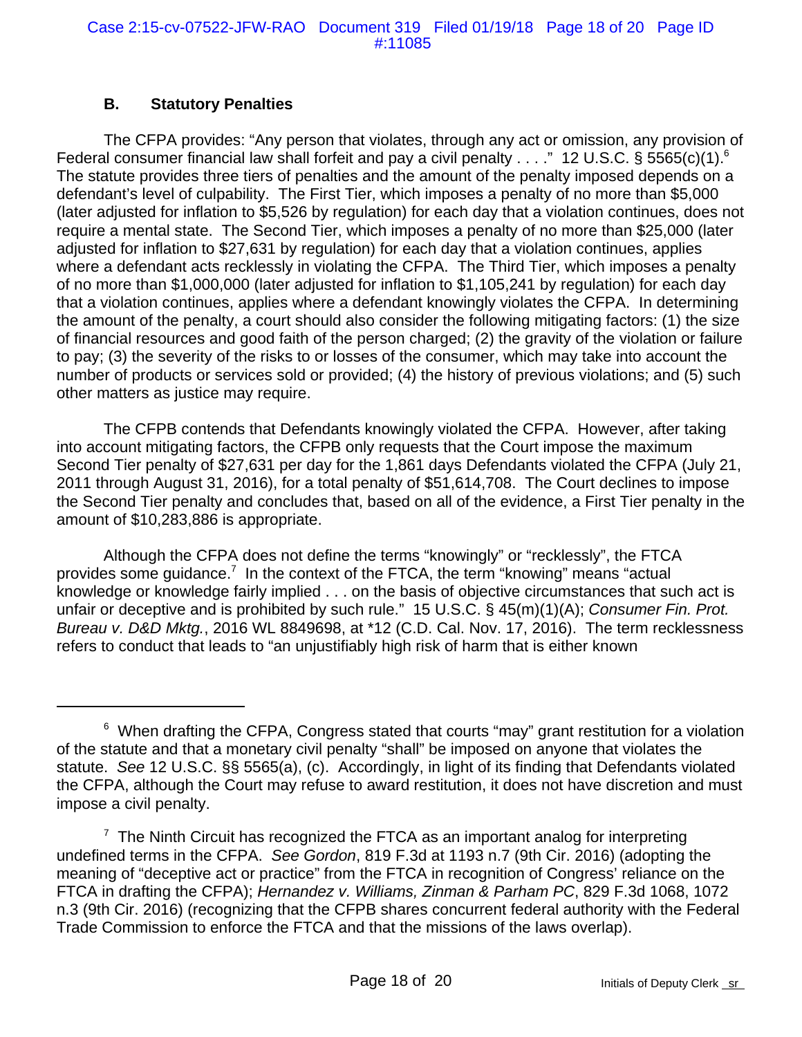### B. Statutory Penalties

The CFPA provides: "Any person that violates, through any act or omission, any provision of Federal consumer financial law shall forfeit and pay a civil penalty . . . ." 12 U.S.C. § 5565(c)(1).[6] The statute provides three tiers of penalties and the amount of the penalty imposed depends on a defendant's level of culpability. The First Tier, which imposes a penalty of no more than $5,000 (later adjusted for inflation to $5,526 by regulation) for each day that a violation continues, does not require a mental state. The Second Tier, which imposes a penalty of no more than $25,000 (later adjusted for inflation to $27,631 by regulation) for each day that a violation continues, applies where a defendant acts recklessly in violating the CFPA. The Third Tier, which imposes a penalty of no more than $1,000,000 (later adjusted for inflation to $1,105,241 by regulation) for each day that a violation continues, applies where a defendant knowingly violates the CFPA. In determining the amount of the penalty, a court should also consider the following mitigating factors: (1) the size of financial resources and good faith of the person charged; (2) the gravity of the violation or failure to pay; (3) the severity of the risks to or losses of the consumer, which may take into account the number of products or services sold or provided; (4) the history of previous violations; and (5) such other matters as justice may require.

The CFPB contends that Defendants knowingly violated the CFPA. However, after taking into account mitigating factors, the CFPB only requests that the Court impose the maximum Second Tier penalty of $27,631 per day for the 1,861 days Defendants violated the CFPA (July 21, 2011 through August 31, 2016), for a total penalty of $51,614,708. The Court declines to impose the Second Tier penalty and concludes that, based on all of the evidence, a First Tier penalty in the amount of $10,283,886 is appropriate.

Although the CFPA does not define the terms "knowingly" or "recklessly", the FTCA provides some guidance.[7] In the context of the FTCA, the term "knowing" means "actual knowledge or knowledge fairly implied . . . on the basis of objective circumstances that such act is unfair or deceptive and is prohibited by such rule." 15 U.S.C. § 45(m)(1)(A); *Consumer Fin. Prot. Bureau v. D&D Mktg.*, 2016 WL 8849698, at *12 (C.D. Cal. Nov. 17, 2016). The term recklessness refers to conduct that leads to "an unjustifiably high risk of harm that is either known

---

[6] When drafting the CFPA, Congress stated that courts "may" grant restitution for a violation of the statute and that a monetary civil penalty "shall" be imposed on anyone that violates the statute. *See* 12 U.S.C. §§ 5565(a), (c). Accordingly, in light of its finding that Defendants violated the CFPA, although the Court may refuse to award restitution, it does not have discretion and must impose a civil penalty.

[7] The Ninth Circuit has recognized the FTCA as an important analog for interpreting undefined terms in the CFPA. *See Gordon*, 819 F.3d at 1193 n.7 (9th Cir. 2016) (adopting the meaning of "deceptive act or practice" from the FTCA in recognition of Congress' reliance on the FTCA in drafting the CFPA); *Hernandez v. Williams, Zinman & Parham PC*, 829 F.3d 1068, 1072 n.3 (9th Cir. 2016) (recognizing that the CFPB shares concurrent federal authority with the Federal Trade Commission to enforce the FTCA and that the missions of the laws overlap).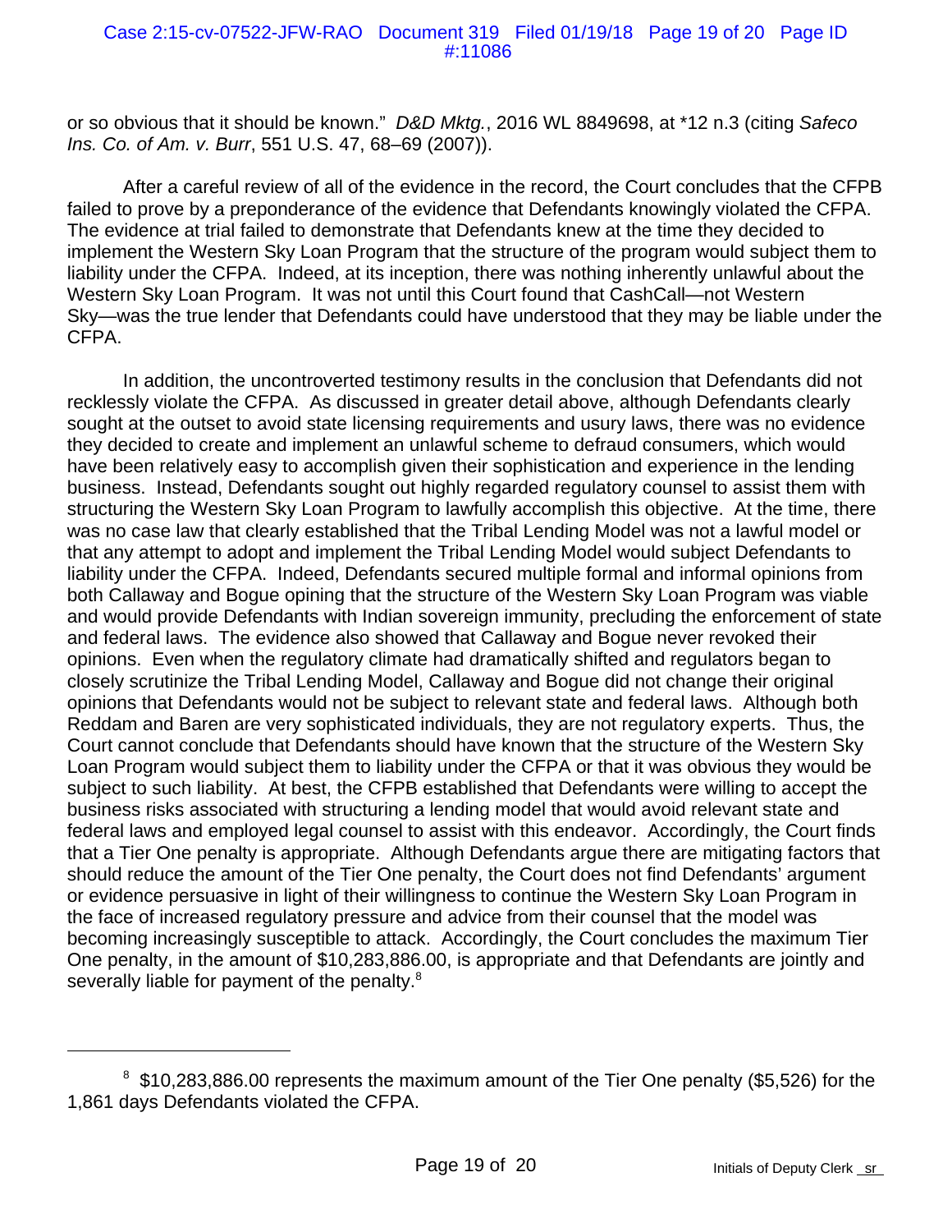or so obvious that it should be known." *D&D Mktg.*, 2016 WL 8849698, at *12 n.3 (citing *Safeco Ins. Co. of Am. v. Burr*, 551 U.S. 47, 68–69 (2007)).

After a careful review of all of the evidence in the record, the Court concludes that the CFPB failed to prove by a preponderance of the evidence that Defendants knowingly violated the CFPA. The evidence at trial failed to demonstrate that Defendants knew at the time they decided to implement the Western Sky Loan Program that the structure of the program would subject them to liability under the CFPA. Indeed, at its inception, there was nothing inherently unlawful about the Western Sky Loan Program. It was not until this Court found that CashCall—not Western Sky—was the true lender that Defendants could have understood that they may be liable under the CFPA.

In addition, the uncontroverted testimony results in the conclusion that Defendants did not recklessly violate the CFPA. As discussed in greater detail above, although Defendants clearly sought at the outset to avoid state licensing requirements and usury laws, there was no evidence they decided to create and implement an unlawful scheme to defraud consumers, which would have been relatively easy to accomplish given their sophistication and experience in the lending business. Instead, Defendants sought out highly regarded regulatory counsel to assist them with structuring the Western Sky Loan Program to lawfully accomplish this objective. At the time, there was no case law that clearly established that the Tribal Lending Model was not a lawful model or that any attempt to adopt and implement the Tribal Lending Model would subject Defendants to liability under the CFPA. Indeed, Defendants secured multiple formal and informal opinions from both Callaway and Bogue opining that the structure of the Western Sky Loan Program was viable and would provide Defendants with Indian sovereign immunity, precluding the enforcement of state and federal laws. The evidence also showed that Callaway and Bogue never revoked their opinions. Even when the regulatory climate had dramatically shifted and regulators began to closely scrutinize the Tribal Lending Model, Callaway and Bogue did not change their original opinions that Defendants would not be subject to relevant state and federal laws. Although both Reddam and Baren are very sophisticated individuals, they are not regulatory experts. Thus, the Court cannot conclude that Defendants should have known that the structure of the Western Sky Loan Program would subject them to liability under the CFPA or that it was obvious they would be subject to such liability. At best, the CFPB established that Defendants were willing to accept the business risks associated with structuring a lending model that would avoid relevant state and federal laws and employed legal counsel to assist with this endeavor. Accordingly, the Court finds that a Tier One penalty is appropriate. Although Defendants argue there are mitigating factors that should reduce the amount of the Tier One penalty, the Court does not find Defendants' argument or evidence persuasive in light of their willingness to continue the Western Sky Loan Program in the face of increased regulatory pressure and advice from their counsel that the model was becoming increasingly susceptible to attack. Accordingly, the Court concludes the maximum Tier One penalty, in the amount of $10,283,886.00, is appropriate and that Defendants are jointly and severally liable for payment of the penalty.[8]

---

[8] $10,283,886.00 represents the maximum amount of the Tier One penalty ($5,526) for the 1,861 days Defendants violated the CFPA.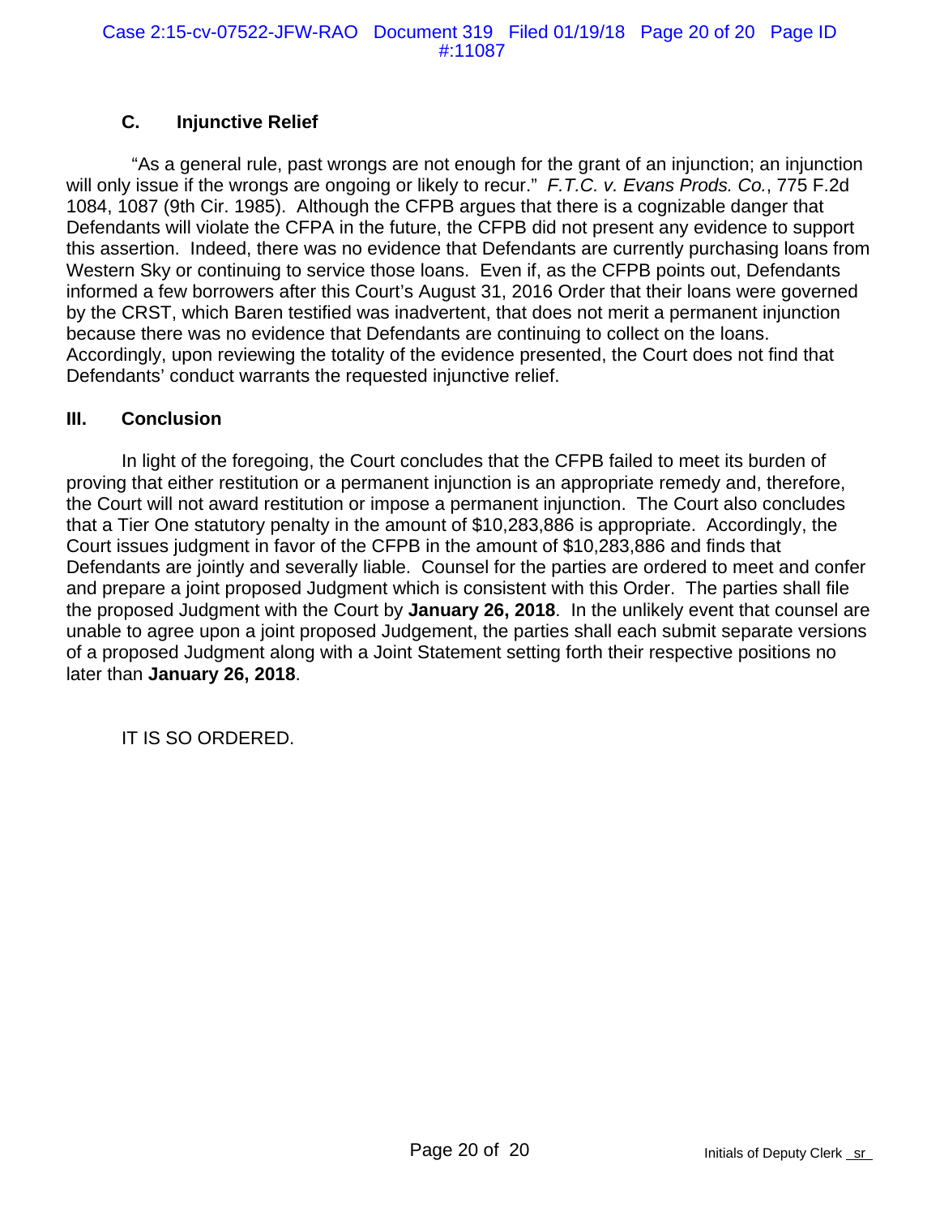### C. Injunctive Relief

"As a general rule, past wrongs are not enough for the grant of an injunction; an injunction will only issue if the wrongs are ongoing or likely to recur." *F.T.C. v. Evans Prods. Co.*, 775 F.2d 1084, 1087 (9th Cir. 1985). Although the CFPB argues that there is a cognizable danger that Defendants will violate the CFPA in the future, the CFPB did not present any evidence to support this assertion. Indeed, there was no evidence that Defendants are currently purchasing loans from Western Sky or continuing to service those loans. Even if, as the CFPB points out, Defendants informed a few borrowers after this Court's August 31, 2016 Order that their loans were governed by the CRST, which Baren testified was inadvertent, that does not merit a permanent injunction because there was no evidence that Defendants are continuing to collect on the loans. Accordingly, upon reviewing the totality of the evidence presented, the Court does not find that Defendants' conduct warrants the requested injunctive relief.

## III. Conclusion

In light of the foregoing, the Court concludes that the CFPB failed to meet its burden of proving that either restitution or a permanent injunction is an appropriate remedy and, therefore, the Court will not award restitution or impose a permanent injunction. The Court also concludes that a Tier One statutory penalty in the amount of $10,283,886 is appropriate. Accordingly, the Court issues judgment in favor of the CFPB in the amount of $10,283,886 and finds that Defendants are jointly and severally liable. Counsel for the parties are ordered to meet and confer and prepare a joint proposed Judgment which is consistent with this Order. The parties shall file the proposed Judgment with the Court by **January 26, 2018**. In the unlikely event that counsel are unable to agree upon a joint proposed Judgement, the parties shall each submit separate versions of a proposed Judgment along with a Joint Statement setting forth their respective positions no later than **January 26, 2018**.

IT IS SO ORDERED.

Initials of Deputy Clerk sr